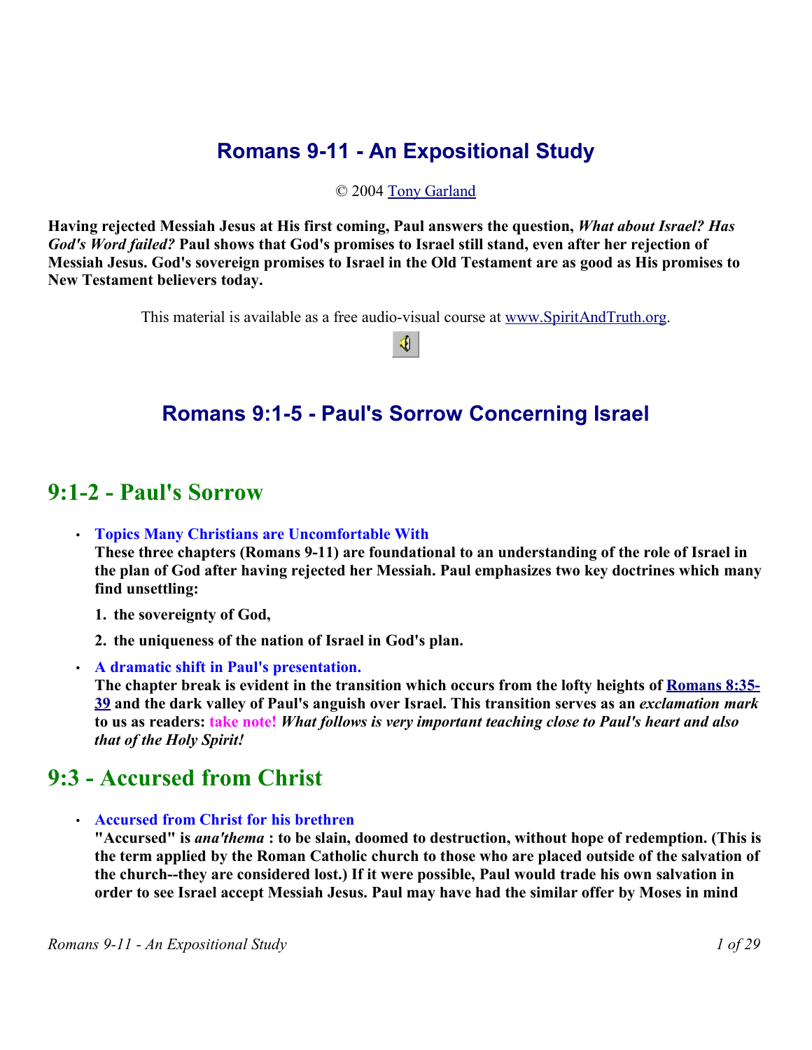# Romans 9-11 - An Expositional Study

© 2004 Tony Garland

**Having rejected Messiah Jesus at His first coming, Paul answers the question, *What about Israel? Has God's Word failed?* Paul shows that God's promises to Israel still stand, even after her rejection of Messiah Jesus. God's sovereign promises to Israel in the Old Testament are as good as His promises to New Testament believers today.**

This material is available as a free audio-visual course at www.SpiritAndTruth.org.

## Romans 9:1-5 - Paul's Sorrow Concerning Israel

### 9:1-2 - Paul's Sorrow

- **Topics Many Christians are Uncomfortable With**
  **These three chapters (Romans 9-11) are foundational to an understanding of the role of Israel in the plan of God after having rejected her Messiah. Paul emphasizes two key doctrines which many find unsettling:**

  1. **the sovereignty of God,**
  2. **the uniqueness of the nation of Israel in God's plan.**

- **A dramatic shift in Paul's presentation.**
  **The chapter break is evident in the transition which occurs from the lofty heights of Romans 8:35-39 and the dark valley of Paul's anguish over Israel. This transition serves as an *exclamation mark* to us as readers: take note! *What follows is very important teaching close to Paul's heart and also that of the Holy Spirit!***

### 9:3 - Accursed from Christ

- **Accursed from Christ for his brethren**
  **"Accursed" is *ana'thema* : to be slain, doomed to destruction, without hope of redemption. (This is the term applied by the Roman Catholic church to those who are placed outside of the salvation of the church--they are considered lost.) If it were possible, Paul would trade his own salvation in order to see Israel accept Messiah Jesus. Paul may have had the similar offer by Moses in mind**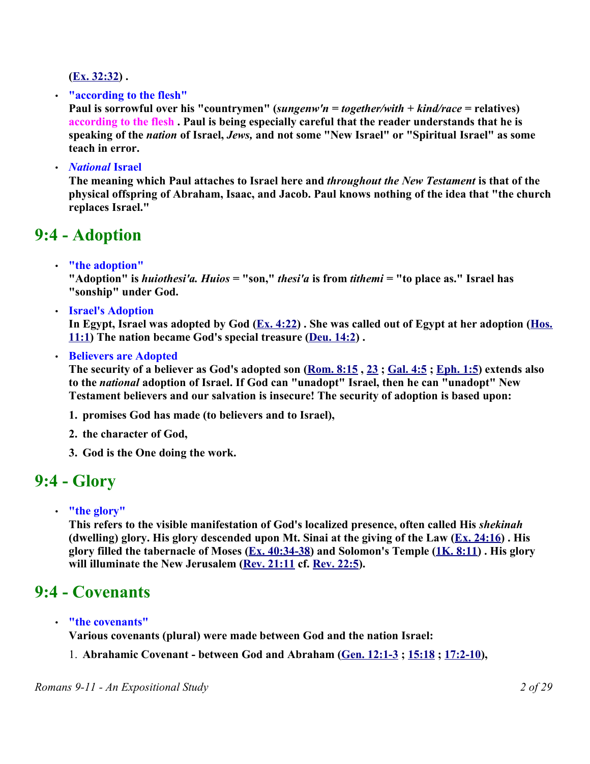**(Ex. 32:32) .**

- **"according to the flesh"**
  **Paul is sorrowful over his "countrymen" (*sungenw'n* = *together/with* + *kind/race* = relatives) according to the flesh . Paul is being especially careful that the reader understands that he is speaking of the *nation* of Israel, *Jews,* and not some "New Israel" or "Spiritual Israel" as some teach in error.**

- ***National* Israel**
  **The meaning which Paul attaches to Israel here and *throughout the New Testament* is that of the physical offspring of Abraham, Isaac, and Jacob. Paul knows nothing of the idea that "the church replaces Israel."**

## 9:4 - Adoption

- **"the adoption"**
  **"Adoption" is *huiothesi'a. Huios* = "son," *thesi'a* is from *tithemi* = "to place as." Israel has "sonship" under God.**

- **Israel's Adoption**
  **In Egypt, Israel was adopted by God (Ex. 4:22) . She was called out of Egypt at her adoption (Hos. 11:1) The nation became God's special treasure (Deu. 14:2) .**

- **Believers are Adopted**
  **The security of a believer as God's adopted son (Rom. 8:15 , 23 ; Gal. 4:5 ; Eph. 1:5) extends also to the *national* adoption of Israel. If God can "unadopt" Israel, then he can "unadopt" New Testament believers and our salvation is insecure! The security of adoption is based upon:**

  1. **promises God has made (to believers and to Israel),**
  2. **the character of God,**
  3. **God is the One doing the work.**

## 9:4 - Glory

- **"the glory"**
  **This refers to the visible manifestation of God's localized presence, often called His *shekinah* (dwelling) glory. His glory descended upon Mt. Sinai at the giving of the Law (Ex. 24:16) . His glory filled the tabernacle of Moses (Ex. 40:34-38) and Solomon's Temple (1K. 8:11) . His glory will illuminate the New Jerusalem (Rev. 21:11 cf. Rev. 22:5).**

## 9:4 - Covenants

- **"the covenants"**
  **Various covenants (plural) were made between God and the nation Israel:**

  1. **Abrahamic Covenant - between God and Abraham (Gen. 12:1-3 ; 15:18 ; 17:2-10),**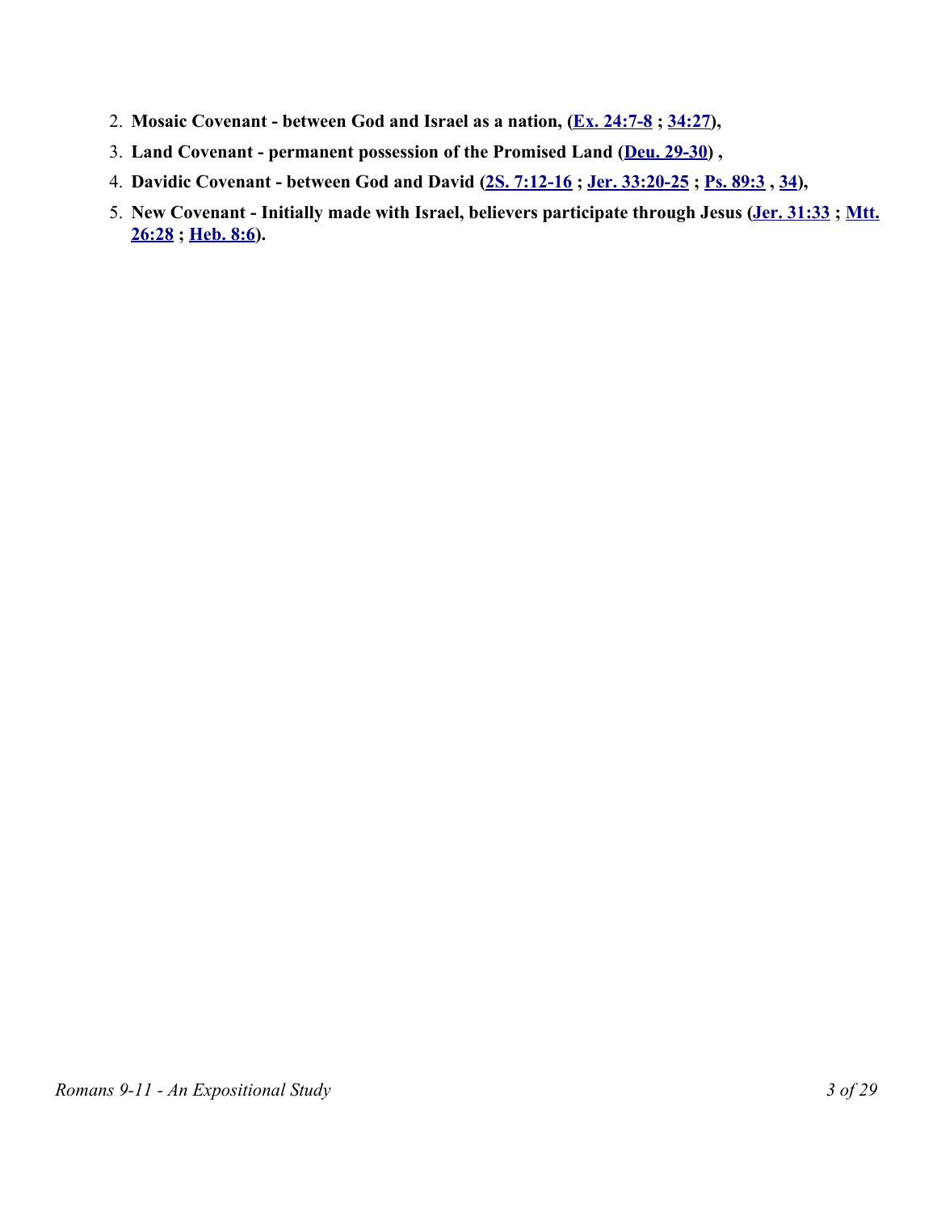2. **Mosaic Covenant - between God and Israel as a nation, (Ex. 24:7-8 ; 34:27),**
3. **Land Covenant - permanent possession of the Promised Land (Deu. 29-30) ,**
4. **Davidic Covenant - between God and David (2S. 7:12-16 ; Jer. 33:20-25 ; Ps. 89:3 , 34),**
5. **New Covenant - Initially made with Israel, believers participate through Jesus (Jer. 31:33 ; Mtt. 26:28 ; Heb. 8:6).**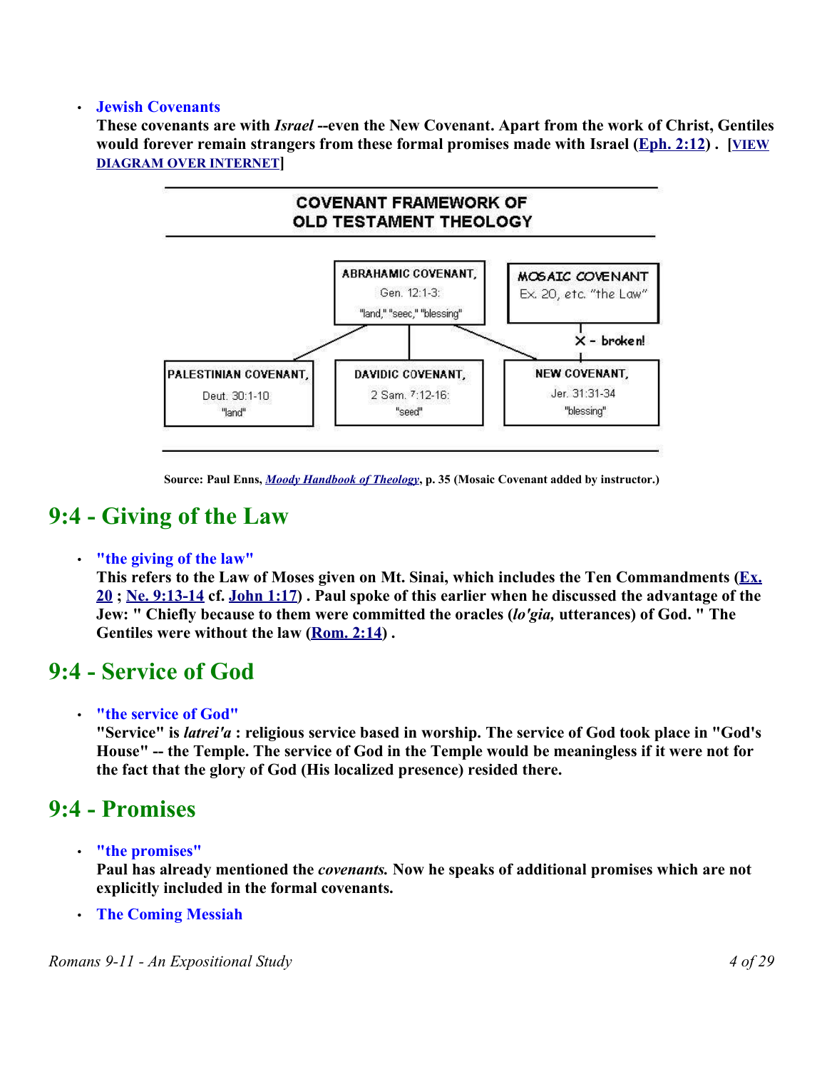- **Jewish Covenants**
  **These covenants are with *Israel* --even the New Covenant. Apart from the work of Christ, Gentiles would forever remain strangers from these formal promises made with Israel (Eph. 2:12) . [VIEW DIAGRAM OVER INTERNET]**

**COVENANT FRAMEWORK OF OLD TESTAMENT THEOLOGY**

ABRAHAMIC COVENANT, Gen. 12:1-3: "land," "seec," "blessing"

MOSAIC COVENANT Ex. 20, etc. "the Law"

X - broken!

PALESTINIAN COVENANT, Deut. 30:1-10 "land"

DAVIDIC COVENANT, 2 Sam. 7:12-16: "seed"

NEW COVENANT, Jer. 31:31-34 "blessing"

**Source: Paul Enns, *Moody Handbook of Theology*, p. 35 (Mosaic Covenant added by instructor.)**

## 9:4 - Giving of the Law

- **"the giving of the law"**
  **This refers to the Law of Moses given on Mt. Sinai, which includes the Ten Commandments (Ex. 20 ; Ne. 9:13-14 cf. John 1:17) . Paul spoke of this earlier when he discussed the advantage of the Jew: " Chiefly because to them were committed the oracles (*lo'gia,* utterances) of God. " The Gentiles were without the law (Rom. 2:14) .**

## 9:4 - Service of God

- **"the service of God"**
  **"Service" is *latrei'a* : religious service based in worship. The service of God took place in "God's House" -- the Temple. The service of God in the Temple would be meaningless if it were not for the fact that the glory of God (His localized presence) resided there.**

## 9:4 - Promises

- **"the promises"**
  **Paul has already mentioned the *covenants.* Now he speaks of additional promises which are not explicitly included in the formal covenants.**
- **The Coming Messiah**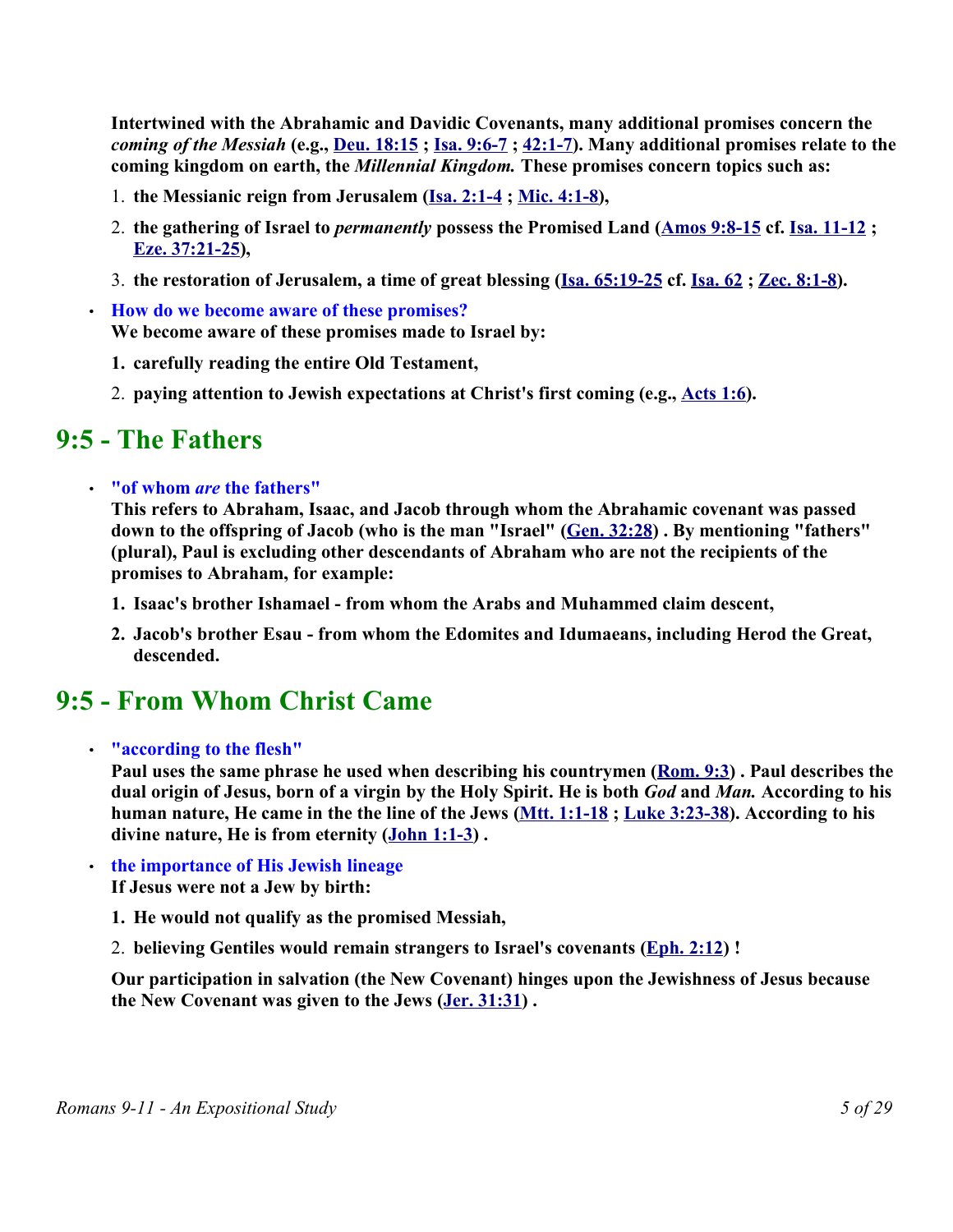**Intertwined with the Abrahamic and Davidic Covenants, many additional promises concern the *coming of the Messiah* (e.g., [Deu. 18:15](#) ; [Isa. 9:6-7](#) ; [42:1-7](#)). Many additional promises relate to the coming kingdom on earth, the *Millennial Kingdom.* These promises concern topics such as:**

1. **the Messianic reign from Jerusalem ([Isa. 2:1-4](#) ; [Mic. 4:1-8](#)),**
2. **the gathering of Israel to *permanently* possess the Promised Land ([Amos 9:8-15](#) cf. [Isa. 11-12](#) ; [Eze. 37:21-25](#)),**
3. **the restoration of Jerusalem, a time of great blessing ([Isa. 65:19-25](#) cf. [Isa. 62](#) ; [Zec. 8:1-8](#)).**

- **How do we become aware of these promises?**
  **We become aware of these promises made to Israel by:**
  1. **carefully reading the entire Old Testament,**
  2. **paying attention to Jewish expectations at Christ's first coming (e.g., [Acts 1:6](#)).**

## 9:5 - The Fathers

- **"of whom *are* the fathers"**
  **This refers to Abraham, Isaac, and Jacob through whom the Abrahamic covenant was passed down to the offspring of Jacob (who is the man "Israel" ([Gen. 32:28](#)) . By mentioning "fathers" (plural), Paul is excluding other descendants of Abraham who are not the recipients of the promises to Abraham, for example:**
  1. **Isaac's brother Ishamael - from whom the Arabs and Muhammed claim descent,**
  2. **Jacob's brother Esau - from whom the Edomites and Idumaeans, including Herod the Great, descended.**

## 9:5 - From Whom Christ Came

- **"according to the flesh"**
  **Paul uses the same phrase he used when describing his countrymen ([Rom. 9:3](#)) . Paul describes the dual origin of Jesus, born of a virgin by the Holy Spirit. He is both *God* and *Man.* According to his human nature, He came in the the line of the Jews ([Mtt. 1:1-18](#) ; [Luke 3:23-38](#)). According to his divine nature, He is from eternity ([John 1:1-3](#)) .**

- **the importance of His Jewish lineage**
  **If Jesus were not a Jew by birth:**
  1. **He would not qualify as the promised Messiah,**
  2. **believing Gentiles would remain strangers to Israel's covenants ([Eph. 2:12](#)) !**

  **Our participation in salvation (the New Covenant) hinges upon the Jewishness of Jesus because the New Covenant was given to the Jews ([Jer. 31:31](#)) .**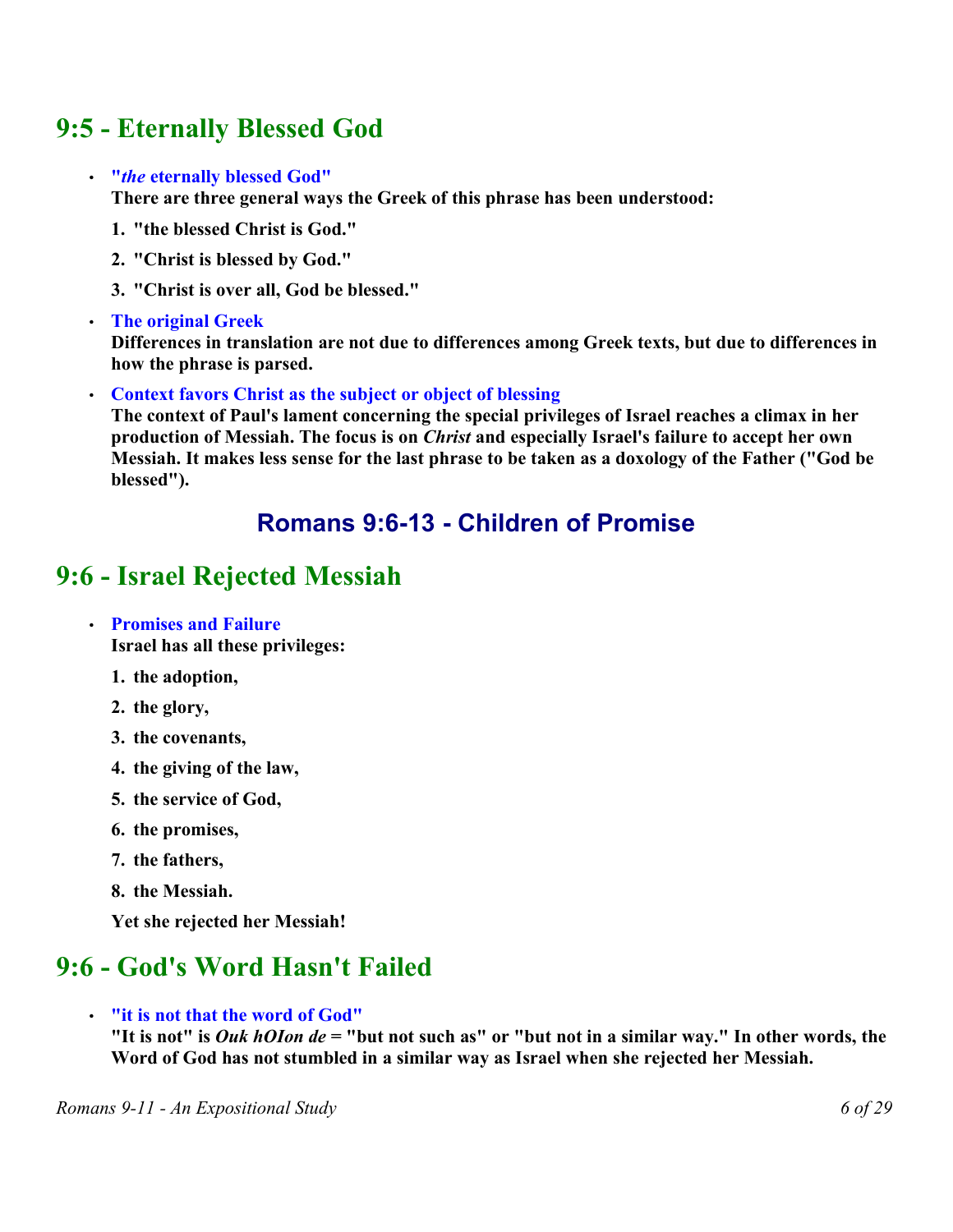## 9:5 - Eternally Blessed God

- **"*the* eternally blessed God"**
  **There are three general ways the Greek of this phrase has been understood:**

  1. **"the blessed Christ is God."**
  2. **"Christ is blessed by God."**
  3. **"Christ is over all, God be blessed."**

- **The original Greek**
  **Differences in translation are not due to differences among Greek texts, but due to differences in how the phrase is parsed.**

- **Context favors Christ as the subject or object of blessing**
  **The context of Paul's lament concerning the special privileges of Israel reaches a climax in her production of Messiah. The focus is on *Christ* and especially Israel's failure to accept her own Messiah. It makes less sense for the last phrase to be taken as a doxology of the Father ("God be blessed").**

# Romans 9:6-13 - Children of Promise

## 9:6 - Israel Rejected Messiah

- **Promises and Failure**
  **Israel has all these privileges:**

  1. **the adoption,**
  2. **the glory,**
  3. **the covenants,**
  4. **the giving of the law,**
  5. **the service of God,**
  6. **the promises,**
  7. **the fathers,**
  8. **the Messiah.**

  **Yet she rejected her Messiah!**

## 9:6 - God's Word Hasn't Failed

- **"it is not that the word of God"**
  **"It is not" is *Ouk hOIon de* = "but not such as" or "but not in a similar way." In other words, the Word of God has not stumbled in a similar way as Israel when she rejected her Messiah.**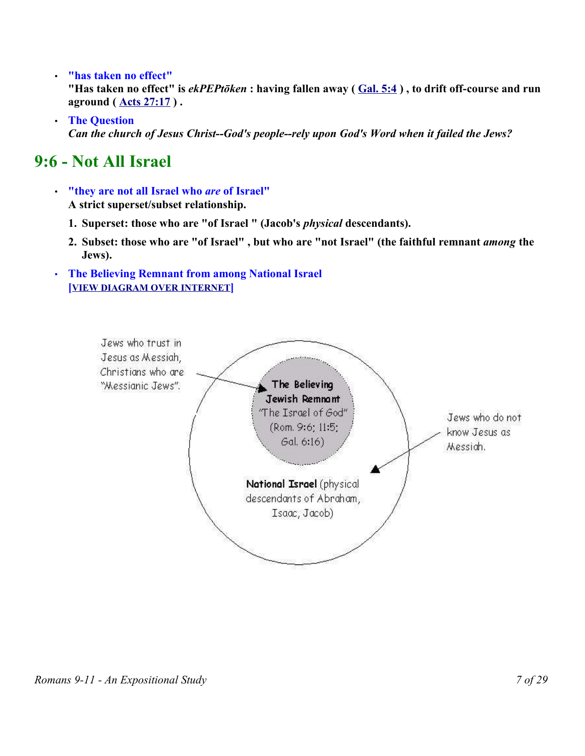- **"has taken no effect"**
  **"Has taken no effect" is *ekPEPtōken* : having fallen away ( [Gal. 5:4](#) ) , to drift off-course and run aground ( [Acts 27:17](#) ) .**

- **The Question**
  ***Can the church of Jesus Christ--God's people--rely upon God's Word when it failed the Jews?***

## 9:6 - Not All Israel

- **"they are not all Israel who *are* of Israel"**
  **A strict superset/subset relationship.**

  1. **Superset: those who are "of Israel " (Jacob's *physical* descendants).**
  2. **Subset: those who are "of Israel" , but who are "not Israel" (the faithful remnant *among* the Jews).**

- **The Believing Remnant from among National Israel**
  **[[VIEW DIAGRAM OVER INTERNET](#)]**

Jews who trust in Jesus as Messiah, Christians who are "Messianic Jews".

**The Believing Jewish Remnant** "The Israel of God" (Rom. 9:6; 11:5; Gal. 6:16)

Jews who do not know Jesus as Messiah.

**National Israel** (physical descendants of Abraham, Isaac, Jacob)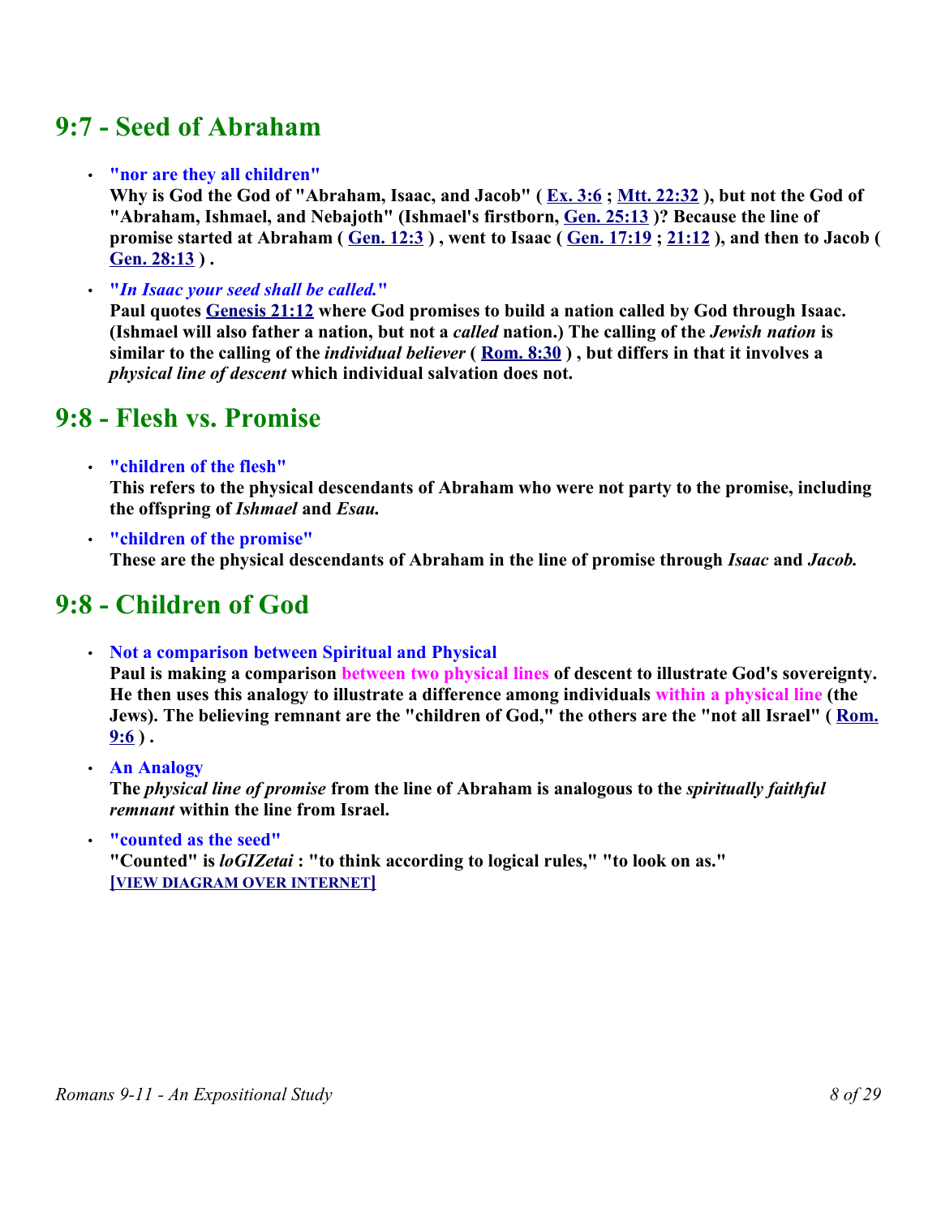## 9:7 - Seed of Abraham

- **"nor are they all children"**
  **Why is God the God of "Abraham, Isaac, and Jacob" ( Ex. 3:6 ; Mtt. 22:32 ), but not the God of "Abraham, Ishmael, and Nebajoth" (Ishmael's firstborn, Gen. 25:13 )? Because the line of promise started at Abraham ( Gen. 12:3 ) , went to Isaac ( Gen. 17:19 ; 21:12 ), and then to Jacob ( Gen. 28:13 ) .**

- ***"In Isaac your seed shall be called."***
  **Paul quotes Genesis 21:12 where God promises to build a nation called by God through Isaac. (Ishmael will also father a nation, but not a *called* nation.) The calling of the *Jewish nation* is similar to the calling of the *individual believer* ( Rom. 8:30 ) , but differs in that it involves a *physical line of descent* which individual salvation does not.**

## 9:8 - Flesh vs. Promise

- **"children of the flesh"**
  **This refers to the physical descendants of Abraham who were not party to the promise, including the offspring of *Ishmael* and *Esau.***

- **"children of the promise"**
  **These are the physical descendants of Abraham in the line of promise through *Isaac* and *Jacob.***

## 9:8 - Children of God

- **Not a comparison between Spiritual and Physical**
  **Paul is making a comparison between two physical lines of descent to illustrate God's sovereignty. He then uses this analogy to illustrate a difference among individuals within a physical line (the Jews). The believing remnant are the "children of God," the others are the "not all Israel" ( Rom. 9:6 ) .**

- **An Analogy**
  **The *physical line of promise* from the line of Abraham is analogous to the *spiritually faithful remnant* within the line from Israel.**

- **"counted as the seed"**
  **"Counted" is *loGIZetai* : "to think according to logical rules," "to look on as."**
  **[VIEW DIAGRAM OVER INTERNET]**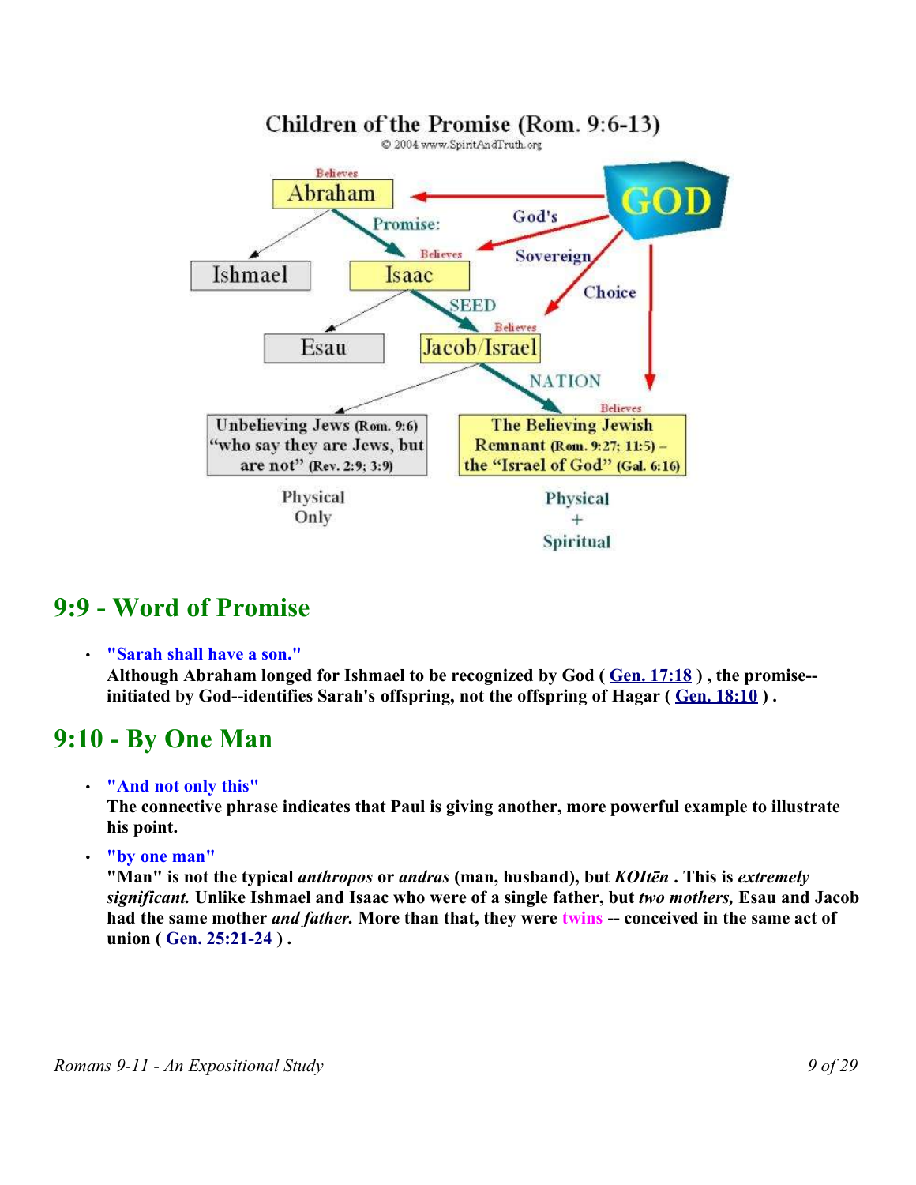Children of the Promise (Rom. 9:6-13)

© 2004 www.SpiritAndTruth.org

## 9:9 - Word of Promise

- **"Sarah shall have a son."**
  **Although Abraham longed for Ishmael to be recognized by God ( Gen. 17:18 ) , the promise--initiated by God--identifies Sarah's offspring, not the offspring of Hagar ( Gen. 18:10 ) .**

## 9:10 - By One Man

- **"And not only this"**
  **The connective phrase indicates that Paul is giving another, more powerful example to illustrate his point.**
- **"by one man"**
  **"Man" is not the typical *anthropos* or *andras* (man, husband), but *KOItēn* . This is *extremely significant.* Unlike Ishmael and Isaac who were of a single father, but *two mothers,* Esau and Jacob had the same mother *and father.* More than that, they were twins -- conceived in the same act of union ( Gen. 25:21-24 ) .**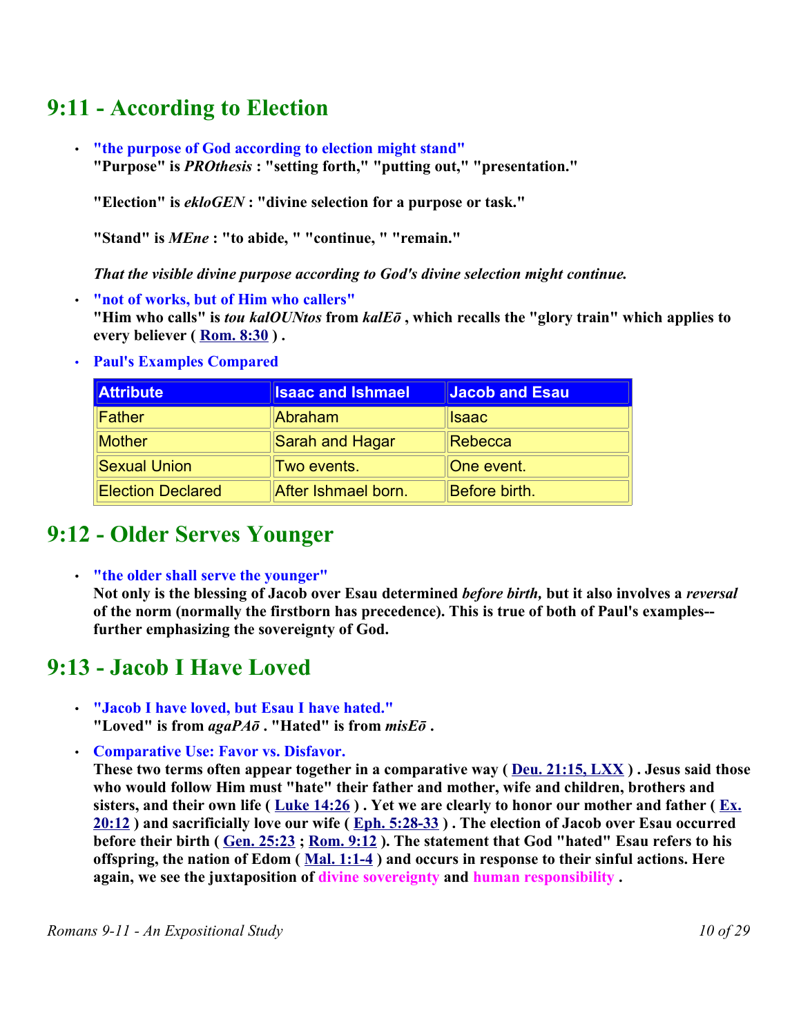## 9:11 - According to Election

- **"the purpose of God according to election might stand"**
  **"Purpose" is *PROthesis* : "setting forth," "putting out," "presentation."**

  **"Election" is *ekloGEN* : "divine selection for a purpose or task."**

  **"Stand" is *MEne* : "to abide, " "continue, " "remain."**

  ***That the visible divine purpose according to God's divine selection might continue.***

- **"not of works, but of Him who callers"**
  **"Him who calls" is *tou kalOUNtos* from *kalEō* , which recalls the "glory train" which applies to every believer ( [Rom. 8:30]() ) .**

- **Paul's Examples Compared**

| Attribute | Isaac and Ishmael | Jacob and Esau |
|---|---|---|
| Father | Abraham | Isaac |
| Mother | Sarah and Hagar | Rebecca |
| Sexual Union | Two events. | One event. |
| Election Declared | After Ishmael born. | Before birth. |

## 9:12 - Older Serves Younger

- **"the older shall serve the younger"**
  **Not only is the blessing of Jacob over Esau determined *before birth,* but it also involves a *reversal* of the norm (normally the firstborn has precedence). This is true of both of Paul's examples--further emphasizing the sovereignty of God.**

## 9:13 - Jacob I Have Loved

- **"Jacob I have loved, but Esau I have hated."**
  **"Loved" is from *agaPAō* . "Hated" is from *misEō* .**

- **Comparative Use: Favor vs. Disfavor.**
  **These two terms often appear together in a comparative way ( [Deu. 21:15, LXX]() ) . Jesus said those who would follow Him must "hate" their father and mother, wife and children, brothers and sisters, and their own life ( [Luke 14:26]() ) . Yet we are clearly to honor our mother and father ( [Ex. 20:12]() ) and sacrificially love our wife ( [Eph. 5:28-33]() ) . The election of Jacob over Esau occurred before their birth ( [Gen. 25:23]() ; [Rom. 9:12]() ). The statement that God "hated" Esau refers to his offspring, the nation of Edom ( [Mal. 1:1-4]() ) and occurs in response to their sinful actions. Here again, we see the juxtaposition of divine sovereignty and human responsibility .**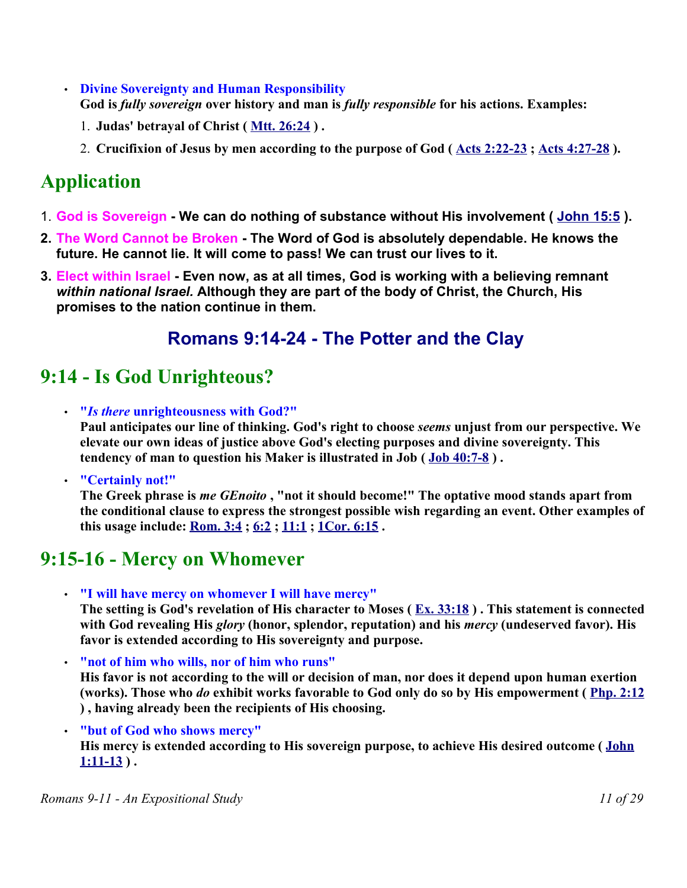- **Divine Sovereignty and Human Responsibility**
  **God is *fully sovereign* over history and man is *fully responsible* for his actions. Examples:**
  1. **Judas' betrayal of Christ ( Mtt. 26:24 ) .**
  2. **Crucifixion of Jesus by men according to the purpose of God ( Acts 2:22-23 ; Acts 4:27-28 ).**

## Application

1. **God is Sovereign - We can do nothing of substance without His involvement ( John 15:5 ).**
2. **The Word Cannot be Broken - The Word of God is absolutely dependable. He knows the future. He cannot lie. It will come to pass! We can trust our lives to it.**
3. **Elect within Israel - Even now, as at all times, God is working with a believing remnant *within national Israel.* Although they are part of the body of Christ, the Church, His promises to the nation continue in them.**

### Romans 9:14-24 - The Potter and the Clay

## 9:14 - Is God Unrighteous?

- **"*Is there* unrighteousness with God?"**
  **Paul anticipates our line of thinking. God's right to choose *seems* unjust from our perspective. We elevate our own ideas of justice above God's electing purposes and divine sovereignty. This tendency of man to question his Maker is illustrated in Job ( Job 40:7-8 ) .**
- **"Certainly not!"**
  **The Greek phrase is *me GEnoito* , "not it should become!" The optative mood stands apart from the conditional clause to express the strongest possible wish regarding an event. Other examples of this usage include: Rom. 3:4 ; 6:2 ; 11:1 ; 1Cor. 6:15 .**

## 9:15-16 - Mercy on Whomever

- **"I will have mercy on whomever I will have mercy"**
  **The setting is God's revelation of His character to Moses ( Ex. 33:18 ) . This statement is connected with God revealing His *glory* (honor, splendor, reputation) and his *mercy* (undeserved favor). His favor is extended according to His sovereignty and purpose.**
- **"not of him who wills, nor of him who runs"**
  **His favor is not according to the will or decision of man, nor does it depend upon human exertion (works). Those who *do* exhibit works favorable to God only do so by His empowerment ( Php. 2:12 ) , having already been the recipients of His choosing.**
- **"but of God who shows mercy"**
  **His mercy is extended according to His sovereign purpose, to achieve His desired outcome ( John 1:11-13 ) .**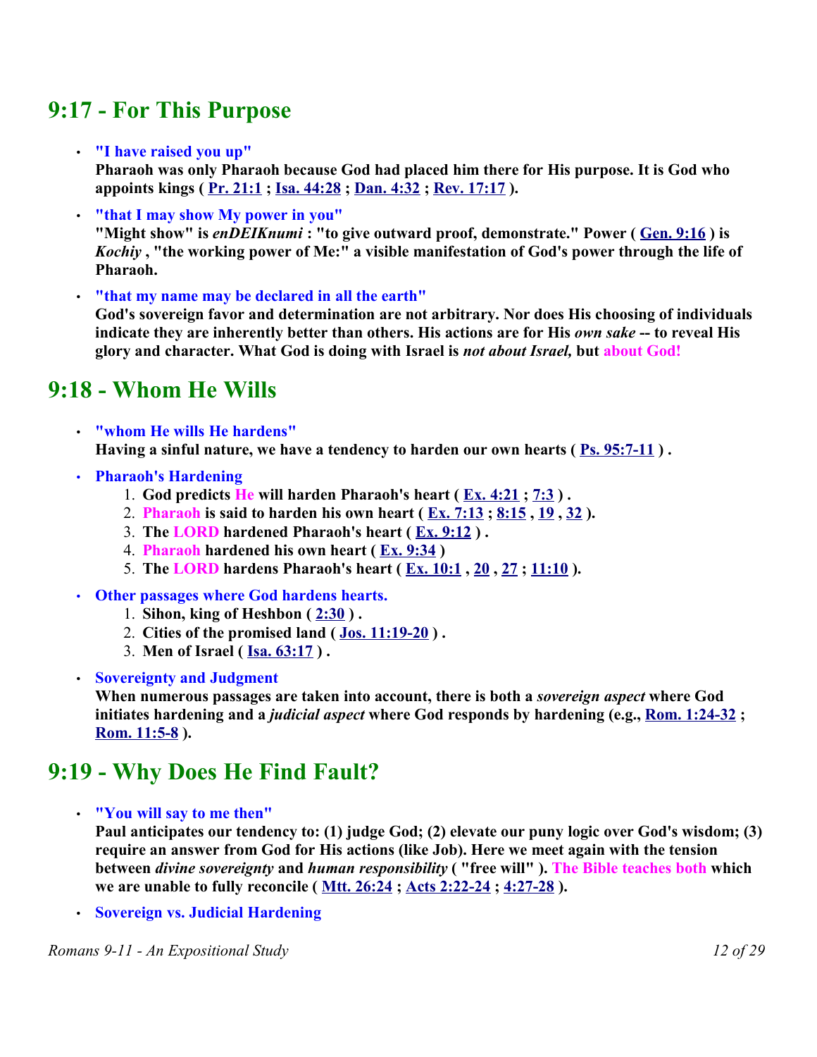## 9:17 - For This Purpose

- **"I have raised you up"**
  **Pharaoh was only Pharaoh because God had placed him there for His purpose. It is God who appoints kings ( Pr. 21:1 ; Isa. 44:28 ; Dan. 4:32 ; Rev. 17:17 ).**
- **"that I may show My power in you"**
  **"Might show" is *enDEIKnumi* : "to give outward proof, demonstrate." Power ( Gen. 9:16 ) is *Kochiy* , "the working power of Me:" a visible manifestation of God's power through the life of Pharaoh.**
- **"that my name may be declared in all the earth"**
  **God's sovereign favor and determination are not arbitrary. Nor does His choosing of individuals indicate they are inherently better than others. His actions are for His *own sake* -- to reveal His glory and character. What God is doing with Israel is *not about Israel,* but about God!**

## 9:18 - Whom He Wills

- **"whom He wills He hardens"**
  **Having a sinful nature, we have a tendency to harden our own hearts ( Ps. 95:7-11 ) .**
- **Pharaoh's Hardening**
  1. **God predicts He will harden Pharaoh's heart ( Ex. 4:21 ; 7:3 ) .**
  2. **Pharaoh is said to harden his own heart ( Ex. 7:13 ; 8:15 , 19 , 32 ).**
  3. **The LORD hardened Pharaoh's heart ( Ex. 9:12 ) .**
  4. **Pharaoh hardened his own heart ( Ex. 9:34 )**
  5. **The LORD hardens Pharaoh's heart ( Ex. 10:1 , 20 , 27 ; 11:10 ).**
- **Other passages where God hardens hearts.**
  1. **Sihon, king of Heshbon ( 2:30 ) .**
  2. **Cities of the promised land ( Jos. 11:19-20 ) .**
  3. **Men of Israel ( Isa. 63:17 ) .**
- **Sovereignty and Judgment**
  **When numerous passages are taken into account, there is both a *sovereign aspect* where God initiates hardening and a *judicial aspect* where God responds by hardening (e.g., Rom. 1:24-32 ; Rom. 11:5-8 ).**

## 9:19 - Why Does He Find Fault?

- **"You will say to me then"**
  **Paul anticipates our tendency to: (1) judge God; (2) elevate our puny logic over God's wisdom; (3) require an answer from God for His actions (like Job). Here we meet again with the tension between *divine sovereignty* and *human responsibility* ( "free will" ). The Bible teaches both which we are unable to fully reconcile ( Mtt. 26:24 ; Acts 2:22-24 ; 4:27-28 ).**
- **Sovereign vs. Judicial Hardening**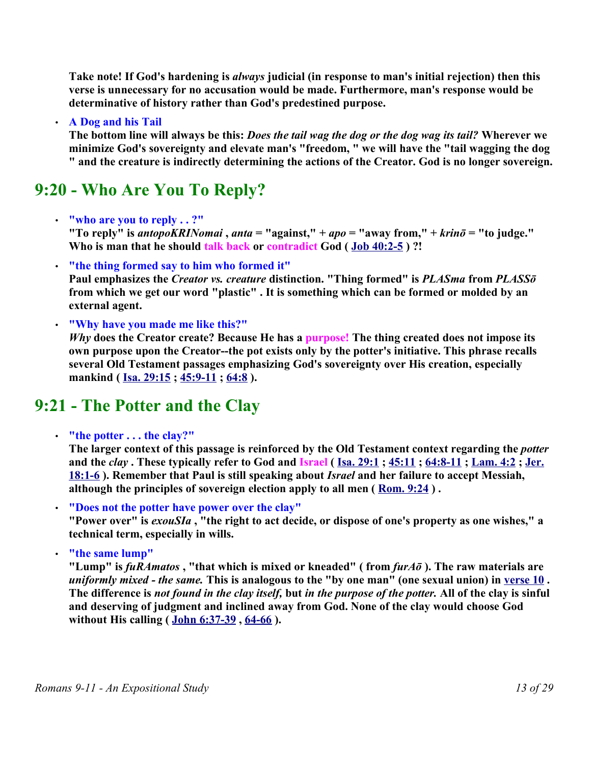**Take note! If God's hardening is *always* judicial (in response to man's initial rejection) then this verse is unnecessary for no accusation would be made. Furthermore, man's response would be determinative of history rather than God's predestined purpose.**

- **A Dog and his Tail**
  **The bottom line will always be this: *Does the tail wag the dog or the dog wag its tail?* Wherever we minimize God's sovereignty and elevate man's "freedom, " we will have the "tail wagging the dog " and the creature is indirectly determining the actions of the Creator. God is no longer sovereign.**

## 9:20 - Who Are You To Reply?

- **"who are you to reply . . ?"**
  **"To reply" is *antopoKRINomai* , *anta* = "against," + *apo* = "away from," + *krinō* = "to judge." Who is man that he should talk back or contradict God ( Job 40:2-5 ) ?!**

- **"the thing formed say to him who formed it"**
  **Paul emphasizes the *Creator vs. creature* distinction. "Thing formed" is *PLASma* from *PLASSō* from which we get our word "plastic" . It is something which can be formed or molded by an external agent.**

- **"Why have you made me like this?"**
  ***Why* does the Creator create? Because He has a purpose! The thing created does not impose its own purpose upon the Creator--the pot exists only by the potter's initiative. This phrase recalls several Old Testament passages emphasizing God's sovereignty over His creation, especially mankind ( Isa. 29:15 ; 45:9-11 ; 64:8 ).**

## 9:21 - The Potter and the Clay

- **"the potter . . . the clay?"**
  **The larger context of this passage is reinforced by the Old Testament context regarding the *potter* and the *clay* . These typically refer to God and Israel ( Isa. 29:1 ; 45:11 ; 64:8-11 ; Lam. 4:2 ; Jer. 18:1-6 ). Remember that Paul is still speaking about *Israel* and her failure to accept Messiah, although the principles of sovereign election apply to all men ( Rom. 9:24 ) .**

- **"Does not the potter have power over the clay"**
  **"Power over" is *exouSIa* , "the right to act decide, or dispose of one's property as one wishes," a technical term, especially in wills.**

- **"the same lump"**
  **"Lump" is *fuRAmatos* , "that which is mixed or kneaded" ( from *furAō* ). The raw materials are *uniformly mixed - the same.* This is analogous to the "by one man" (one sexual union) in verse 10 . The difference is *not found in the clay itself,* but *in the purpose of the potter.* All of the clay is sinful and deserving of judgment and inclined away from God. None of the clay would choose God without His calling ( John 6:37-39 , 64-66 ).**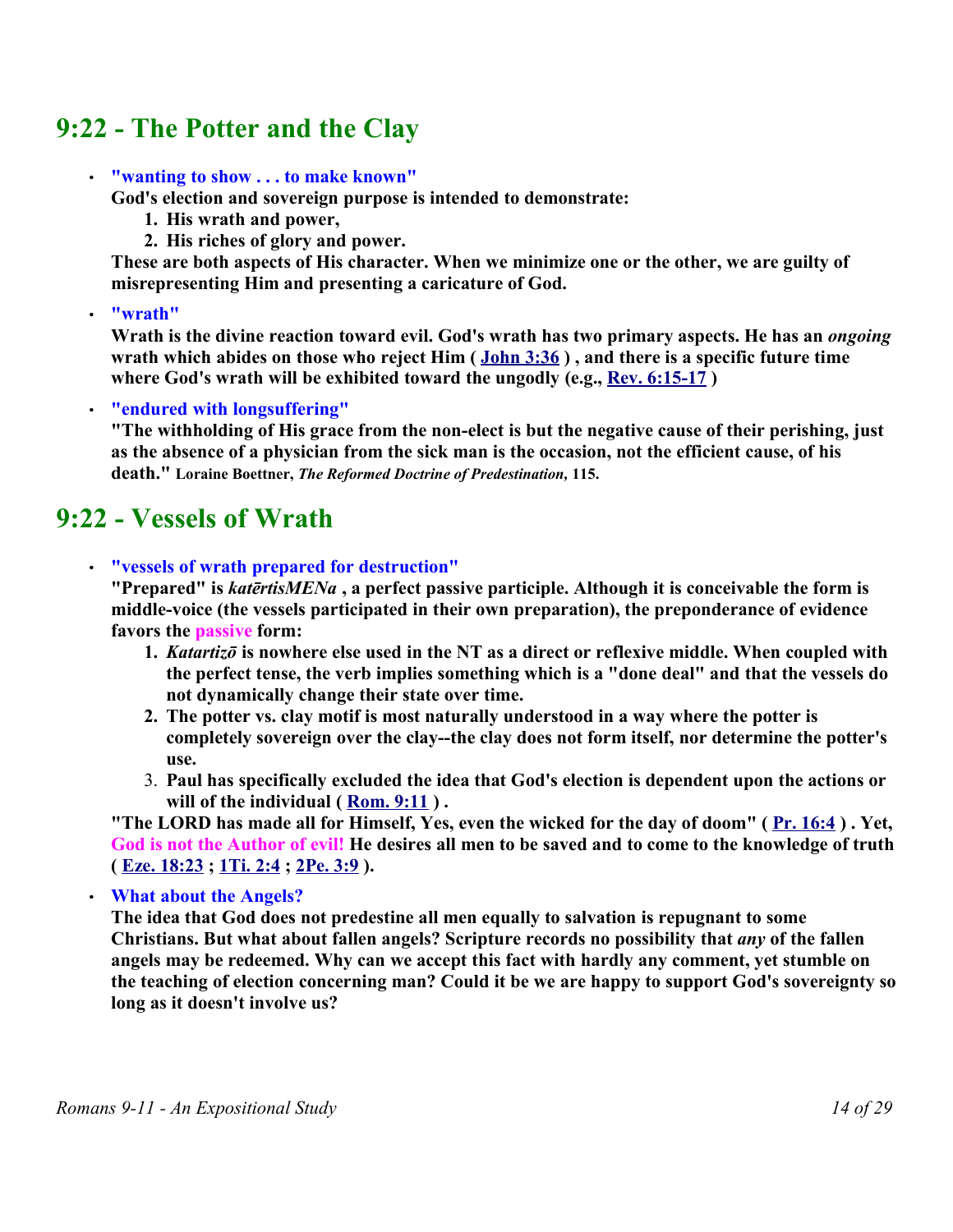## 9:22 - The Potter and the Clay

- **"wanting to show . . . to make known"**
  **God's election and sovereign purpose is intended to demonstrate:**
  1. **His wrath and power,**
  2. **His riches of glory and power.**

  **These are both aspects of His character. When we minimize one or the other, we are guilty of misrepresenting Him and presenting a caricature of God.**

- **"wrath"**
  **Wrath is the divine reaction toward evil. God's wrath has two primary aspects. He has an *ongoing* wrath which abides on those who reject Him ( John 3:36 ) , and there is a specific future time where God's wrath will be exhibited toward the ungodly (e.g., Rev. 6:15-17 )**

- **"endured with longsuffering"**
  **"The withholding of His grace from the non-elect is but the negative cause of their perishing, just as the absence of a physician from the sick man is the occasion, not the efficient cause, of his death." Loraine Boettner, *The Reformed Doctrine of Predestination*, 115.**

## 9:22 - Vessels of Wrath

- **"vessels of wrath prepared for destruction"**
  **"Prepared" is *katērtisMENa* , a perfect passive participle. Although it is conceivable the form is middle-voice (the vessels participated in their own preparation), the preponderance of evidence favors the passive form:**
  1. ***Katartizō* is nowhere else used in the NT as a direct or reflexive middle. When coupled with the perfect tense, the verb implies something which is a "done deal" and that the vessels do not dynamically change their state over time.**
  2. **The potter vs. clay motif is most naturally understood in a way where the potter is completely sovereign over the clay--the clay does not form itself, nor determine the potter's use.**
  3. **Paul has specifically excluded the idea that God's election is dependent upon the actions or will of the individual ( Rom. 9:11 ) .**

  **"The LORD has made all for Himself, Yes, even the wicked for the day of doom" ( Pr. 16:4 ) . Yet, God is not the Author of evil! He desires all men to be saved and to come to the knowledge of truth ( Eze. 18:23 ; 1Ti. 2:4 ; 2Pe. 3:9 ).**

- **What about the Angels?**
  **The idea that God does not predestine all men equally to salvation is repugnant to some Christians. But what about fallen angels? Scripture records no possibility that *any* of the fallen angels may be redeemed. Why can we accept this fact with hardly any comment, yet stumble on the teaching of election concerning man? Could it be we are happy to support God's sovereignty so long as it doesn't involve us?**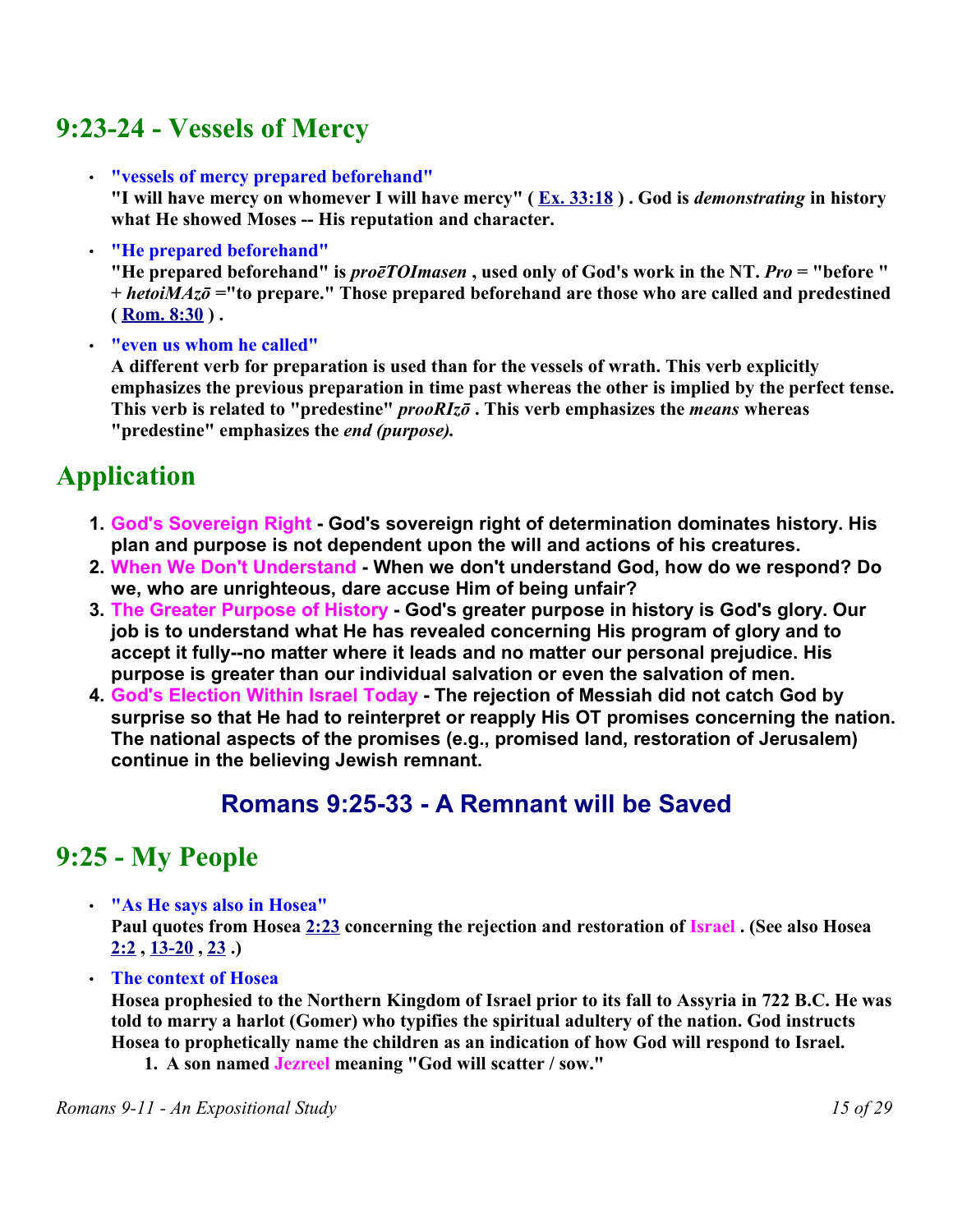## 9:23-24 - Vessels of Mercy

- **"vessels of mercy prepared beforehand"**
  **"I will have mercy on whomever I will have mercy" ( Ex. 33:18 ) . God is *demonstrating* in history what He showed Moses -- His reputation and character.**
- **"He prepared beforehand"**
  **"He prepared beforehand" is *proēTOImasen* , used only of God's work in the NT. *Pro* = "before " + *hetoiMAzō* ="to prepare." Those prepared beforehand are those who are called and predestined ( Rom. 8:30 ) .**
- **"even us whom he called"**
  **A different verb for preparation is used than for the vessels of wrath. This verb explicitly emphasizes the previous preparation in time past whereas the other is implied by the perfect tense. This verb is related to "predestine" *prooRIzō* . This verb emphasizes the *means* whereas "predestine" emphasizes the *end (purpose).***

## Application

1. **God's Sovereign Right - God's sovereign right of determination dominates history. His plan and purpose is not dependent upon the will and actions of his creatures.**
2. **When We Don't Understand - When we don't understand God, how do we respond? Do we, who are unrighteous, dare accuse Him of being unfair?**
3. **The Greater Purpose of History - God's greater purpose in history is God's glory. Our job is to understand what He has revealed concerning His program of glory and to accept it fully--no matter where it leads and no matter our personal prejudice. His purpose is greater than our individual salvation or even the salvation of men.**
4. **God's Election Within Israel Today - The rejection of Messiah did not catch God by surprise so that He had to reinterpret or reapply His OT promises concerning the nation. The national aspects of the promises (e.g., promised land, restoration of Jerusalem) continue in the believing Jewish remnant.**

# Romans 9:25-33 - A Remnant will be Saved

## 9:25 - My People

- **"As He says also in Hosea"**
  **Paul quotes from Hosea 2:23 concerning the rejection and restoration of Israel . (See also Hosea 2:2 , 13-20 , 23 .)**
- **The context of Hosea**
  **Hosea prophesied to the Northern Kingdom of Israel prior to its fall to Assyria in 722 B.C. He was told to marry a harlot (Gomer) who typifies the spiritual adultery of the nation. God instructs Hosea to prophetically name the children as an indication of how God will respond to Israel.**
  1. **A son named Jezreel meaning "God will scatter / sow."**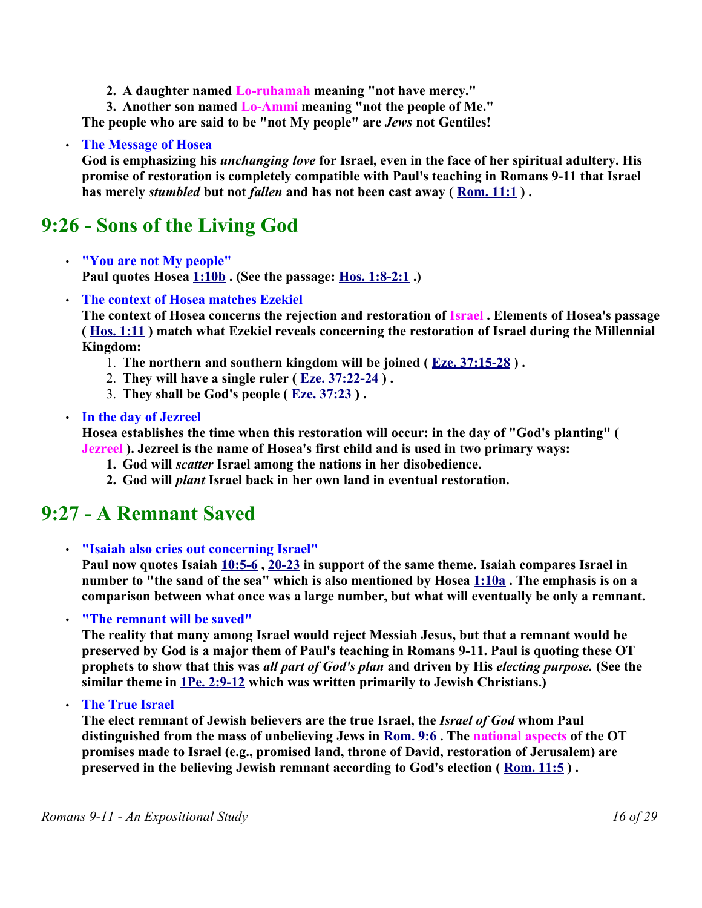2. **A daughter named Lo-ruhamah meaning "not have mercy."**
3. **Another son named Lo-Ammi meaning "not the people of Me."**

**The people who are said to be "not My people" are *Jews* not Gentiles!**

- **The Message of Hosea**
  **God is emphasizing his *unchanging love* for Israel, even in the face of her spiritual adultery. His promise of restoration is completely compatible with Paul's teaching in Romans 9-11 that Israel has merely *stumbled* but not *fallen* and has not been cast away ( Rom. 11:1 ) .**

## 9:26 - Sons of the Living God

- **"You are not My people"**
  **Paul quotes Hosea 1:10b . (See the passage: Hos. 1:8-2:1 .)**
- **The context of Hosea matches Ezekiel**
  **The context of Hosea concerns the rejection and restoration of Israel . Elements of Hosea's passage ( Hos. 1:11 ) match what Ezekiel reveals concerning the restoration of Israel during the Millennial Kingdom:**
  1. **The northern and southern kingdom will be joined ( Eze. 37:15-28 ) .**
  2. **They will have a single ruler ( Eze. 37:22-24 ) .**
  3. **They shall be God's people ( Eze. 37:23 ) .**
- **In the day of Jezreel**
  **Hosea establishes the time when this restoration will occur: in the day of "God's planting" ( Jezreel ). Jezreel is the name of Hosea's first child and is used in two primary ways:**
  1. **God will *scatter* Israel among the nations in her disobedience.**
  2. **God will *plant* Israel back in her own land in eventual restoration.**

## 9:27 - A Remnant Saved

- **"Isaiah also cries out concerning Israel"**
  **Paul now quotes Isaiah 10:5-6 , 20-23 in support of the same theme. Isaiah compares Israel in number to "the sand of the sea" which is also mentioned by Hosea 1:10a . The emphasis is on a comparison between what once was a large number, but what will eventually be only a remnant.**
- **"The remnant will be saved"**
  **The reality that many among Israel would reject Messiah Jesus, but that a remnant would be preserved by God is a major them of Paul's teaching in Romans 9-11. Paul is quoting these OT prophets to show that this was *all part of God's plan* and driven by His *electing purpose.* (See the similar theme in 1Pe. 2:9-12 which was written primarily to Jewish Christians.)**
- **The True Israel**
  **The elect remnant of Jewish believers are the true Israel, the *Israel of God* whom Paul distinguished from the mass of unbelieving Jews in Rom. 9:6 . The national aspects of the OT promises made to Israel (e.g., promised land, throne of David, restoration of Jerusalem) are preserved in the believing Jewish remnant according to God's election ( Rom. 11:5 ) .**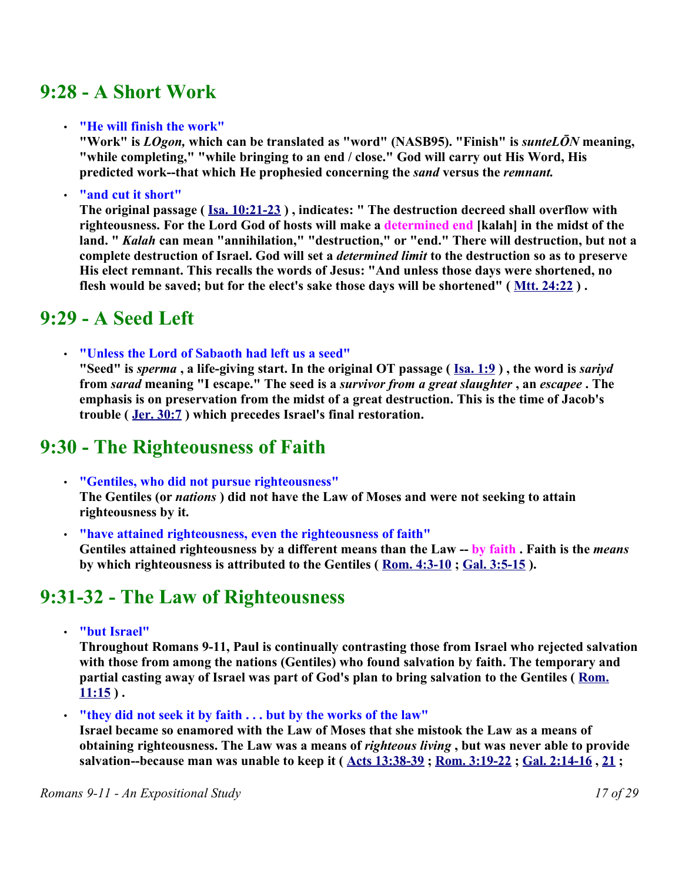## 9:28 - A Short Work

- **"He will finish the work"**
  **"Work" is *LOgon,* which can be translated as "word" (NASB95). "Finish" is *sunteLŌN* meaning, "while completing," "while bringing to an end / close." God will carry out His Word, His predicted work--that which He prophesied concerning the *sand* versus the *remnant.***

- **"and cut it short"**
  **The original passage ( Isa. 10:21-23 ) , indicates: " The destruction decreed shall overflow with righteousness. For the Lord God of hosts will make a determined end [kalah] in the midst of the land. " *Kalah* can mean "annihilation," "destruction," or "end." There will destruction, but not a complete destruction of Israel. God will set a *determined limit* to the destruction so as to preserve His elect remnant. This recalls the words of Jesus: "And unless those days were shortened, no flesh would be saved; but for the elect's sake those days will be shortened" ( Mtt. 24:22 ) .**

## 9:29 - A Seed Left

- **"Unless the Lord of Sabaoth had left us a seed"**
  **"Seed" is *sperma* , a life-giving start. In the original OT passage ( Isa. 1:9 ) , the word is *sariyd* from *sarad* meaning "I escape." The seed is a *survivor from a great slaughter* , an *escapee* . The emphasis is on preservation from the midst of a great destruction. This is the time of Jacob's trouble ( Jer. 30:7 ) which precedes Israel's final restoration.**

## 9:30 - The Righteousness of Faith

- **"Gentiles, who did not pursue righteousness"**
  **The Gentiles (or *nations* ) did not have the Law of Moses and were not seeking to attain righteousness by it.**

- **"have attained righteousness, even the righteousness of faith"**
  **Gentiles attained righteousness by a different means than the Law -- by faith . Faith is the *means* by which righteousness is attributed to the Gentiles ( Rom. 4:3-10 ; Gal. 3:5-15 ).**

## 9:31-32 - The Law of Righteousness

- **"but Israel"**
  **Throughout Romans 9-11, Paul is continually contrasting those from Israel who rejected salvation with those from among the nations (Gentiles) who found salvation by faith. The temporary and partial casting away of Israel was part of God's plan to bring salvation to the Gentiles ( Rom. 11:15 ) .**

- **"they did not seek it by faith . . . but by the works of the law"**
  **Israel became so enamored with the Law of Moses that she mistook the Law as a means of obtaining righteousness. The Law was a means of *righteous living* , but was never able to provide salvation--because man was unable to keep it ( Acts 13:38-39 ; Rom. 3:19-22 ; Gal. 2:14-16 , 21 ;**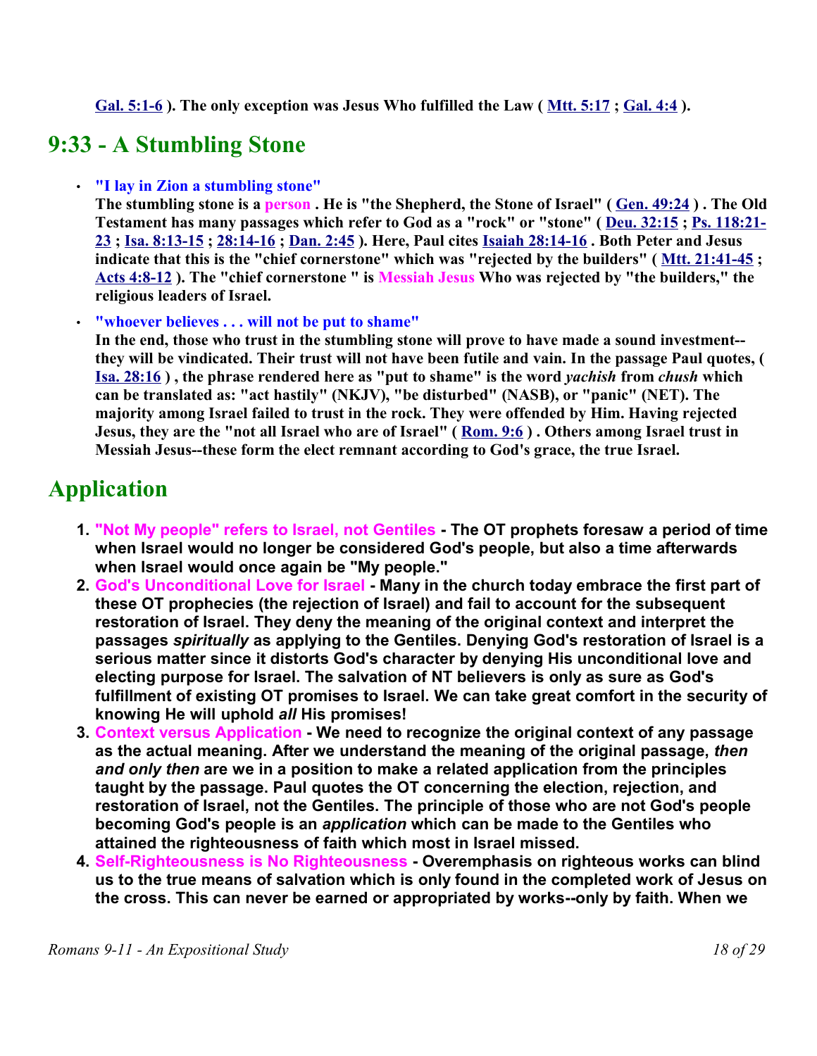**Gal. 5:1-6 ). The only exception was Jesus Who fulfilled the Law ( Mtt. 5:17 ; Gal. 4:4 ).**

## 9:33 - A Stumbling Stone

- **"I lay in Zion a stumbling stone"**
  **The stumbling stone is a person . He is "the Shepherd, the Stone of Israel" ( Gen. 49:24 ) . The Old Testament has many passages which refer to God as a "rock" or "stone" ( Deu. 32:15 ; Ps. 118:21-23 ; Isa. 8:13-15 ; 28:14-16 ; Dan. 2:45 ). Here, Paul cites Isaiah 28:14-16 . Both Peter and Jesus indicate that this is the "chief cornerstone" which was "rejected by the builders" ( Mtt. 21:41-45 ; Acts 4:8-12 ). The "chief cornerstone " is Messiah Jesus Who was rejected by "the builders," the religious leaders of Israel.**
- **"whoever believes . . . will not be put to shame"**
  **In the end, those who trust in the stumbling stone will prove to have made a sound investment--they will be vindicated. Their trust will not have been futile and vain. In the passage Paul quotes, ( Isa. 28:16 ) , the phrase rendered here as "put to shame" is the word *yachish* from *chush* which can be translated as: "act hastily" (NKJV), "be disturbed" (NASB), or "panic" (NET). The majority among Israel failed to trust in the rock. They were offended by Him. Having rejected Jesus, they are the "not all Israel who are of Israel" ( Rom. 9:6 ) . Others among Israel trust in Messiah Jesus--these form the elect remnant according to God's grace, the true Israel.**

## Application

1. **"Not My people" refers to Israel, not Gentiles - The OT prophets foresaw a period of time when Israel would no longer be considered God's people, but also a time afterwards when Israel would once again be "My people."**
2. **God's Unconditional Love for Israel - Many in the church today embrace the first part of these OT prophecies (the rejection of Israel) and fail to account for the subsequent restoration of Israel. They deny the meaning of the original context and interpret the passages *spiritually* as applying to the Gentiles. Denying God's restoration of Israel is a serious matter since it distorts God's character by denying His unconditional love and electing purpose for Israel. The salvation of NT believers is only as sure as God's fulfillment of existing OT promises to Israel. We can take great comfort in the security of knowing He will uphold *all* His promises!**
3. **Context versus Application - We need to recognize the original context of any passage as the actual meaning. After we understand the meaning of the original passage, *then and only then* are we in a position to make a related application from the principles taught by the passage. Paul quotes the OT concerning the election, rejection, and restoration of Israel, not the Gentiles. The principle of those who are not God's people becoming God's people is an *application* which can be made to the Gentiles who attained the righteousness of faith which most in Israel missed.**
4. **Self-Righteousness is No Righteousness - Overemphasis on righteous works can blind us to the true means of salvation which is only found in the completed work of Jesus on the cross. This can never be earned or appropriated by works--only by faith. When we**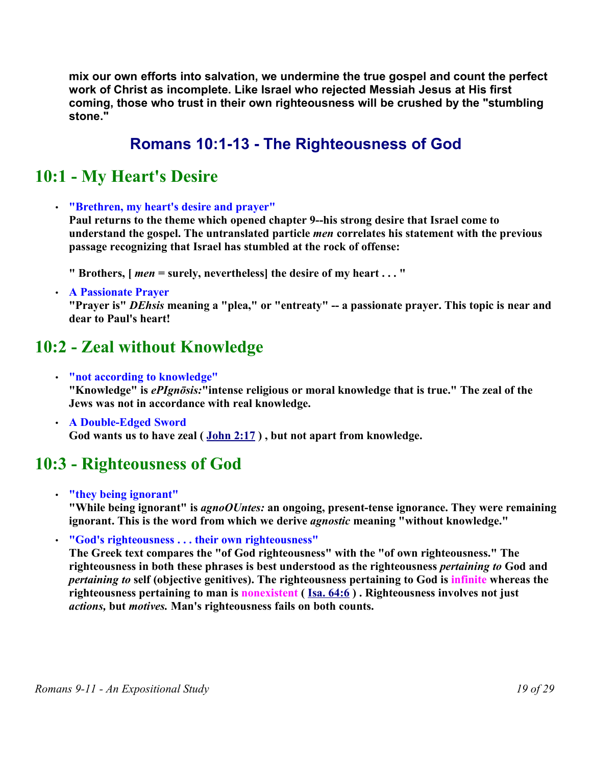**mix our own efforts into salvation, we undermine the true gospel and count the perfect work of Christ as incomplete. Like Israel who rejected Messiah Jesus at His first coming, those who trust in their own righteousness will be crushed by the "stumbling stone."**

## Romans 10:1-13 - The Righteousness of God

## 10:1 - My Heart's Desire

- **"Brethren, my heart's desire and prayer"**
  **Paul returns to the theme which opened chapter 9--his strong desire that Israel come to understand the gospel. The untranslated particle *men* correlates his statement with the previous passage recognizing that Israel has stumbled at the rock of offense:**

  **" Brothers, [ *men* = surely, nevertheless] the desire of my heart . . . "**

- **A Passionate Prayer**
  **"Prayer is" *DEhsis* meaning a "plea," or "entreaty" -- a passionate prayer. This topic is near and dear to Paul's heart!**

## 10:2 - Zeal without Knowledge

- **"not according to knowledge"**
  **"Knowledge" is *ePIgnōsis:*"intense religious or moral knowledge that is true." The zeal of the Jews was not in accordance with real knowledge.**

- **A Double-Edged Sword**
  **God wants us to have zeal ( John 2:17 ) , but not apart from knowledge.**

## 10:3 - Righteousness of God

- **"they being ignorant"**
  **"While being ignorant" is *agnoOUntes:* an ongoing, present-tense ignorance. They were remaining ignorant. This is the word from which we derive *agnostic* meaning "without knowledge."**

- **"God's righteousness . . . their own righteousness"**
  **The Greek text compares the "of God righteousness" with the "of own righteousness." The righteousness in both these phrases is best understood as the righteousness *pertaining to* God and *pertaining to* self (objective genitives). The righteousness pertaining to God is infinite whereas the righteousness pertaining to man is nonexistent ( Isa. 64:6 ) . Righteousness involves not just *actions,* but *motives.* Man's righteousness fails on both counts.**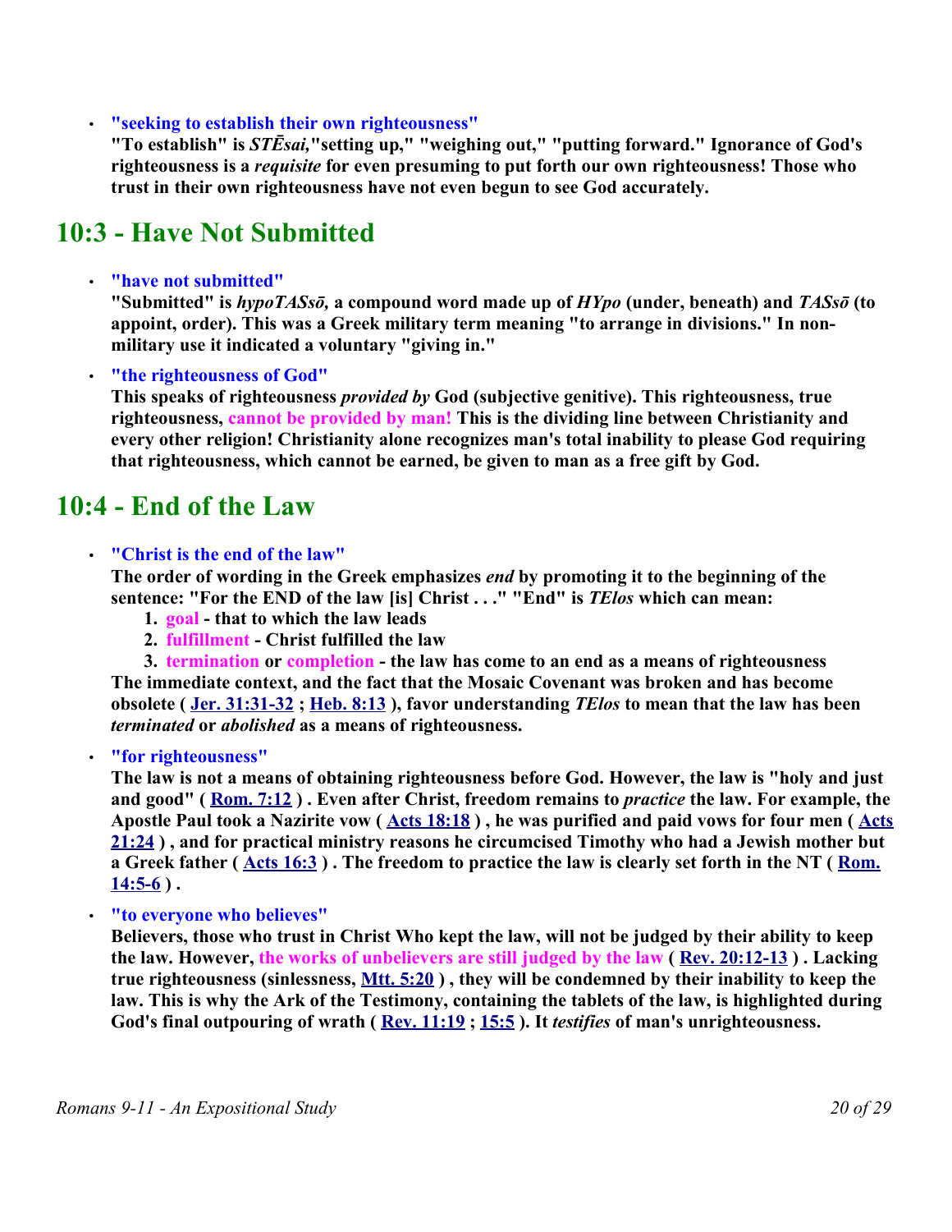- **"seeking to establish their own righteousness"**
  **"To establish" is *STĒsai,*"setting up," "weighing out," "putting forward." Ignorance of God's righteousness is a *requisite* for even presuming to put forth our own righteousness! Those who trust in their own righteousness have not even begun to see God accurately.**

## 10:3 - Have Not Submitted

- **"have not submitted"**
  **"Submitted" is *hypoTASsō,* a compound word made up of *HYpo* (under, beneath) and *TASsō* (to appoint, order). This was a Greek military term meaning "to arrange in divisions." In non-military use it indicated a voluntary "giving in."**
- **"the righteousness of God"**
  **This speaks of righteousness *provided by* God (subjective genitive). This righteousness, true righteousness, cannot be provided by man! This is the dividing line between Christianity and every other religion! Christianity alone recognizes man's total inability to please God requiring that righteousness, which cannot be earned, be given to man as a free gift by God.**

## 10:4 - End of the Law

- **"Christ is the end of the law"**
  **The order of wording in the Greek emphasizes *end* by promoting it to the beginning of the sentence: "For the END of the law [is] Christ . . ." "End" is *TElos* which can mean:**
  1. **goal - that to which the law leads**
  2. **fulfillment - Christ fulfilled the law**
  3. **termination or completion - the law has come to an end as a means of righteousness**

  **The immediate context, and the fact that the Mosaic Covenant was broken and has become obsolete ( Jer. 31:31-32 ; Heb. 8:13 ), favor understanding *TElos* to mean that the law has been *terminated* or *abolished* as a means of righteousness.**
- **"for righteousness"**
  **The law is not a means of obtaining righteousness before God. However, the law is "holy and just and good" ( Rom. 7:12 ) . Even after Christ, freedom remains to *practice* the law. For example, the Apostle Paul took a Nazirite vow ( Acts 18:18 ) , he was purified and paid vows for four men ( Acts 21:24 ) , and for practical ministry reasons he circumcised Timothy who had a Jewish mother but a Greek father ( Acts 16:3 ) . The freedom to practice the law is clearly set forth in the NT ( Rom. 14:5-6 ) .**
- **"to everyone who believes"**
  **Believers, those who trust in Christ Who kept the law, will not be judged by their ability to keep the law. However, the works of unbelievers are still judged by the law ( Rev. 20:12-13 ) . Lacking true righteousness (sinlessness, Mtt. 5:20 ) , they will be condemned by their inability to keep the law. This is why the Ark of the Testimony, containing the tablets of the law, is highlighted during God's final outpouring of wrath ( Rev. 11:19 ; 15:5 ). It *testifies* of man's unrighteousness.**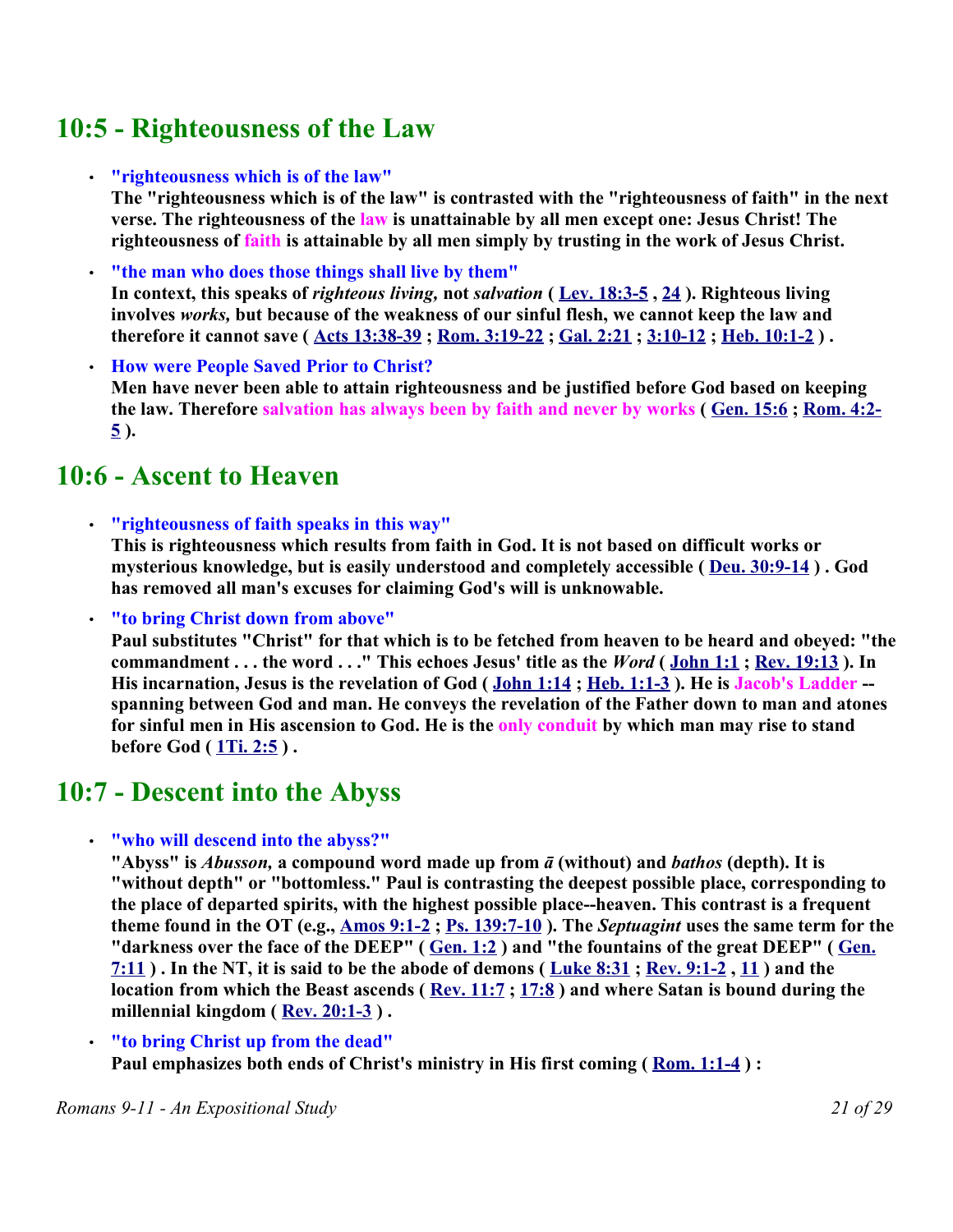## 10:5 - Righteousness of the Law

- **"righteousness which is of the law"**
  **The "righteousness which is of the law" is contrasted with the "righteousness of faith" in the next verse. The righteousness of the law is unattainable by all men except one: Jesus Christ! The righteousness of faith is attainable by all men simply by trusting in the work of Jesus Christ.**
- **"the man who does those things shall live by them"**
  **In context, this speaks of *righteous living,* not *salvation* ( Lev. 18:3-5 , 24 ). Righteous living involves *works,* but because of the weakness of our sinful flesh, we cannot keep the law and therefore it cannot save ( Acts 13:38-39 ; Rom. 3:19-22 ; Gal. 2:21 ; 3:10-12 ; Heb. 10:1-2 ) .**
- **How were People Saved Prior to Christ?**
  **Men have never been able to attain righteousness and be justified before God based on keeping the law. Therefore salvation has always been by faith and never by works ( Gen. 15:6 ; Rom. 4:2-5 ).**

## 10:6 - Ascent to Heaven

- **"righteousness of faith speaks in this way"**
  **This is righteousness which results from faith in God. It is not based on difficult works or mysterious knowledge, but is easily understood and completely accessible ( Deu. 30:9-14 ) . God has removed all man's excuses for claiming God's will is unknowable.**
- **"to bring Christ down from above"**
  **Paul substitutes "Christ" for that which is to be fetched from heaven to be heard and obeyed: "the commandment . . . the word . . ." This echoes Jesus' title as the *Word* ( John 1:1 ; Rev. 19:13 ). In His incarnation, Jesus is the revelation of God ( John 1:14 ; Heb. 1:1-3 ). He is Jacob's Ladder -- spanning between God and man. He conveys the revelation of the Father down to man and atones for sinful men in His ascension to God. He is the only conduit by which man may rise to stand before God ( 1Ti. 2:5 ) .**

## 10:7 - Descent into the Abyss

- **"who will descend into the abyss?"**
  **"Abyss" is *Abusson,* a compound word made up from *ā* (without) and *bathos* (depth). It is "without depth" or "bottomless." Paul is contrasting the deepest possible place, corresponding to the place of departed spirits, with the highest possible place--heaven. This contrast is a frequent theme found in the OT (e.g., Amos 9:1-2 ; Ps. 139:7-10 ). The *Septuagint* uses the same term for the "darkness over the face of the DEEP" ( Gen. 1:2 ) and "the fountains of the great DEEP" ( Gen. 7:11 ) . In the NT, it is said to be the abode of demons ( Luke 8:31 ; Rev. 9:1-2 , 11 ) and the location from which the Beast ascends ( Rev. 11:7 ; 17:8 ) and where Satan is bound during the millennial kingdom ( Rev. 20:1-3 ) .**
- **"to bring Christ up from the dead"**
  **Paul emphasizes both ends of Christ's ministry in His first coming ( Rom. 1:1-4 ) :**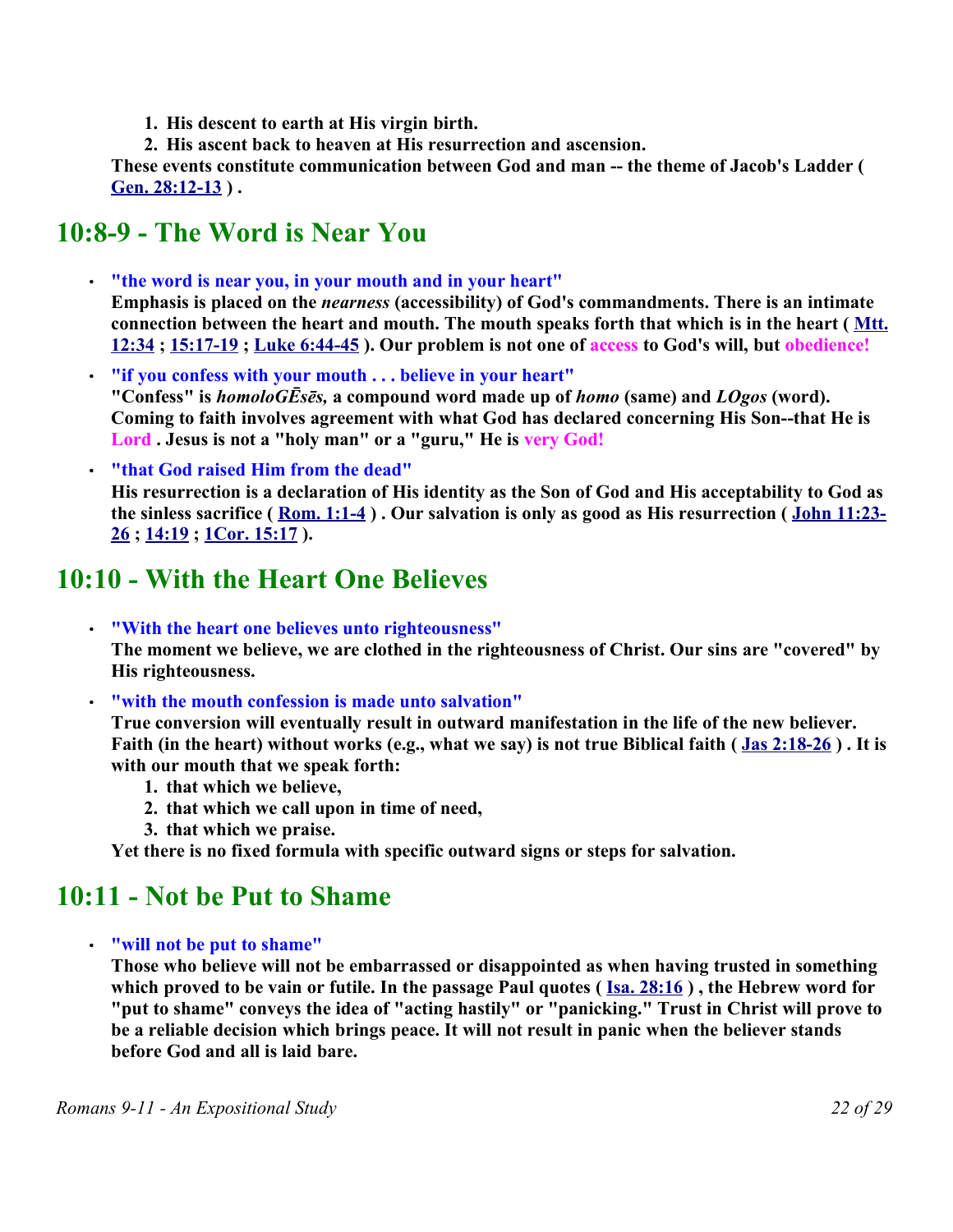1. **His descent to earth at His virgin birth.**
2. **His ascent back to heaven at His resurrection and ascension.**

**These events constitute communication between God and man -- the theme of Jacob's Ladder ( Gen. 28:12-13 ) .**

## 10:8-9 - The Word is Near You

- **"the word is near you, in your mouth and in your heart"**
  **Emphasis is placed on the *nearness* (accessibility) of God's commandments. There is an intimate connection between the heart and mouth. The mouth speaks forth that which is in the heart ( Mtt. 12:34 ; 15:17-19 ; Luke 6:44-45 ). Our problem is not one of access to God's will, but obedience!**
- **"if you confess with your mouth . . . believe in your heart"**
  **"Confess" is *homoloGĒsēs,* a compound word made up of *homo* (same) and *LOgos* (word). Coming to faith involves agreement with what God has declared concerning His Son--that He is Lord . Jesus is not a "holy man" or a "guru," He is very God!**
- **"that God raised Him from the dead"**
  **His resurrection is a declaration of His identity as the Son of God and His acceptability to God as the sinless sacrifice ( Rom. 1:1-4 ) . Our salvation is only as good as His resurrection ( John 11:23-26 ; 14:19 ; 1Cor. 15:17 ).**

## 10:10 - With the Heart One Believes

- **"With the heart one believes unto righteousness"**
  **The moment we believe, we are clothed in the righteousness of Christ. Our sins are "covered" by His righteousness.**
- **"with the mouth confession is made unto salvation"**
  **True conversion will eventually result in outward manifestation in the life of the new believer. Faith (in the heart) without works (e.g., what we say) is not true Biblical faith ( Jas 2:18-26 ) . It is with our mouth that we speak forth:**
  1. **that which we believe,**
  2. **that which we call upon in time of need,**
  3. **that which we praise.**

  **Yet there is no fixed formula with specific outward signs or steps for salvation.**

## 10:11 - Not be Put to Shame

- **"will not be put to shame"**
  **Those who believe will not be embarrassed or disappointed as when having trusted in something which proved to be vain or futile. In the passage Paul quotes ( Isa. 28:16 ) , the Hebrew word for "put to shame" conveys the idea of "acting hastily" or "panicking." Trust in Christ will prove to be a reliable decision which brings peace. It will not result in panic when the believer stands before God and all is laid bare.**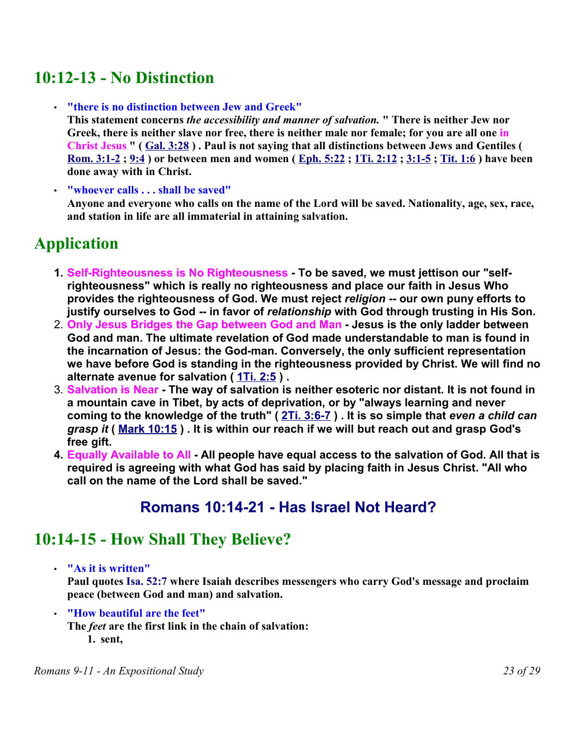## 10:12-13 - No Distinction

- **"there is no distinction between Jew and Greek"**
  **This statement concerns *the accessibility and manner of salvation.* " There is neither Jew nor Greek, there is neither slave nor free, there is neither male nor female; for you are all one in Christ Jesus " ( Gal. 3:28 ) . Paul is not saying that all distinctions between Jews and Gentiles ( Rom. 3:1-2 ; 9:4 ) or between men and women ( Eph. 5:22 ; 1Ti. 2:12 ; 3:1-5 ; Tit. 1:6 ) have been done away with in Christ.**

- **"whoever calls . . . shall be saved"**
  **Anyone and everyone who calls on the name of the Lord will be saved. Nationality, age, sex, race, and station in life are all immaterial in attaining salvation.**

## Application

1. **Self-Righteousness is No Righteousness - To be saved, we must jettison our "self-righteousness" which is really no righteousness and place our faith in Jesus Who provides the righteousness of God. We must reject *religion* -- our own puny efforts to justify ourselves to God -- in favor of *relationship* with God through trusting in His Son.**
2. **Only Jesus Bridges the Gap between God and Man - Jesus is the only ladder between God and man. The ultimate revelation of God made understandable to man is found in the incarnation of Jesus: the God-man. Conversely, the only sufficient representation we have before God is standing in the righteousness provided by Christ. We will find no alternate avenue for salvation ( 1Ti. 2:5 ) .**
3. **Salvation is Near - The way of salvation is neither esoteric nor distant. It is not found in a mountain cave in Tibet, by acts of deprivation, or by "always learning and never coming to the knowledge of the truth" ( 2Ti. 3:6-7 ) . It is so simple that *even a child can grasp it* ( Mark 10:15 ) . It is within our reach if we will but reach out and grasp God's free gift.**
4. **Equally Available to All - All people have equal access to the salvation of God. All that is required is agreeing with what God has said by placing faith in Jesus Christ. "All who call on the name of the Lord shall be saved."**

### Romans 10:14-21 - Has Israel Not Heard?

## 10:14-15 - How Shall They Believe?

- **"As it is written"**
  **Paul quotes Isa. 52:7 where Isaiah describes messengers who carry God's message and proclaim peace (between God and man) and salvation.**

- **"How beautiful are the feet"**
  **The *feet* are the first link in the chain of salvation:**
  1. **sent,**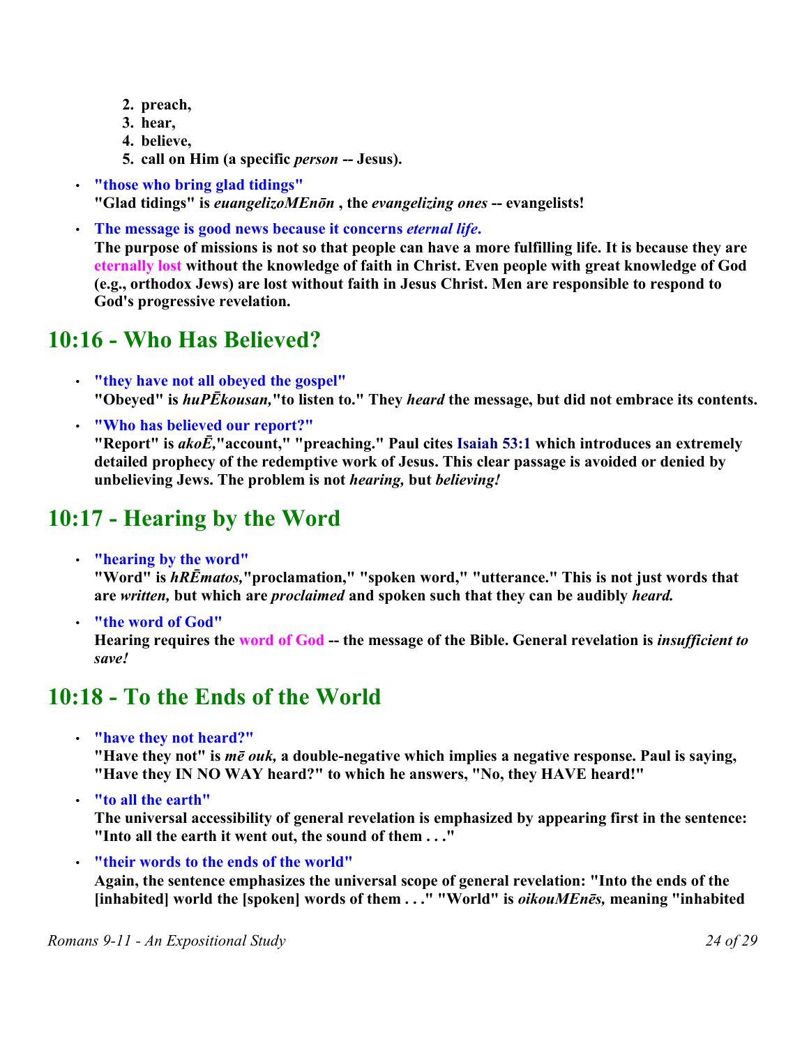2. preach,
3. hear,
4. believe,
5. call on Him (a specific *person* -- Jesus).

- **"those who bring glad tidings"**
  **"Glad tidings" is *euangelizoMEnōn* , the *evangelizing ones* -- evangelists!**

- **The message is good news because it concerns *eternal life*.**
  **The purpose of missions is not so that people can have a more fulfilling life. It is because they are eternally lost without the knowledge of faith in Christ. Even people with great knowledge of God (e.g., orthodox Jews) are lost without faith in Jesus Christ. Men are responsible to respond to God's progressive revelation.**

## 10:16 - Who Has Believed?

- **"they have not all obeyed the gospel"**
  **"Obeyed" is *huPĒkousan,*"to listen to." They *heard* the message, but did not embrace its contents.**

- **"Who has believed our report?"**
  **"Report" is *akoĒ,*"account," "preaching." Paul cites Isaiah 53:1 which introduces an extremely detailed prophecy of the redemptive work of Jesus. This clear passage is avoided or denied by unbelieving Jews. The problem is not *hearing,* but *believing!***

## 10:17 - Hearing by the Word

- **"hearing by the word"**
  **"Word" is *hRĒmatos,*"proclamation," "spoken word," "utterance." This is not just words that are *written,* but which are *proclaimed* and spoken such that they can be audibly *heard.***

- **"the word of God"**
  **Hearing requires the word of God -- the message of the Bible. General revelation is *insufficient to save!***

## 10:18 - To the Ends of the World

- **"have they not heard?"**
  **"Have they not" is *mē ouk,* a double-negative which implies a negative response. Paul is saying, "Have they IN NO WAY heard?" to which he answers, "No, they HAVE heard!"**

- **"to all the earth"**
  **The universal accessibility of general revelation is emphasized by appearing first in the sentence: "Into all the earth it went out, the sound of them . . ."**

- **"their words to the ends of the world"**
  **Again, the sentence emphasizes the universal scope of general revelation: "Into the ends of the [inhabited] world the [spoken] words of them . . ." "World" is *oikouMEnēs,* meaning "inhabited**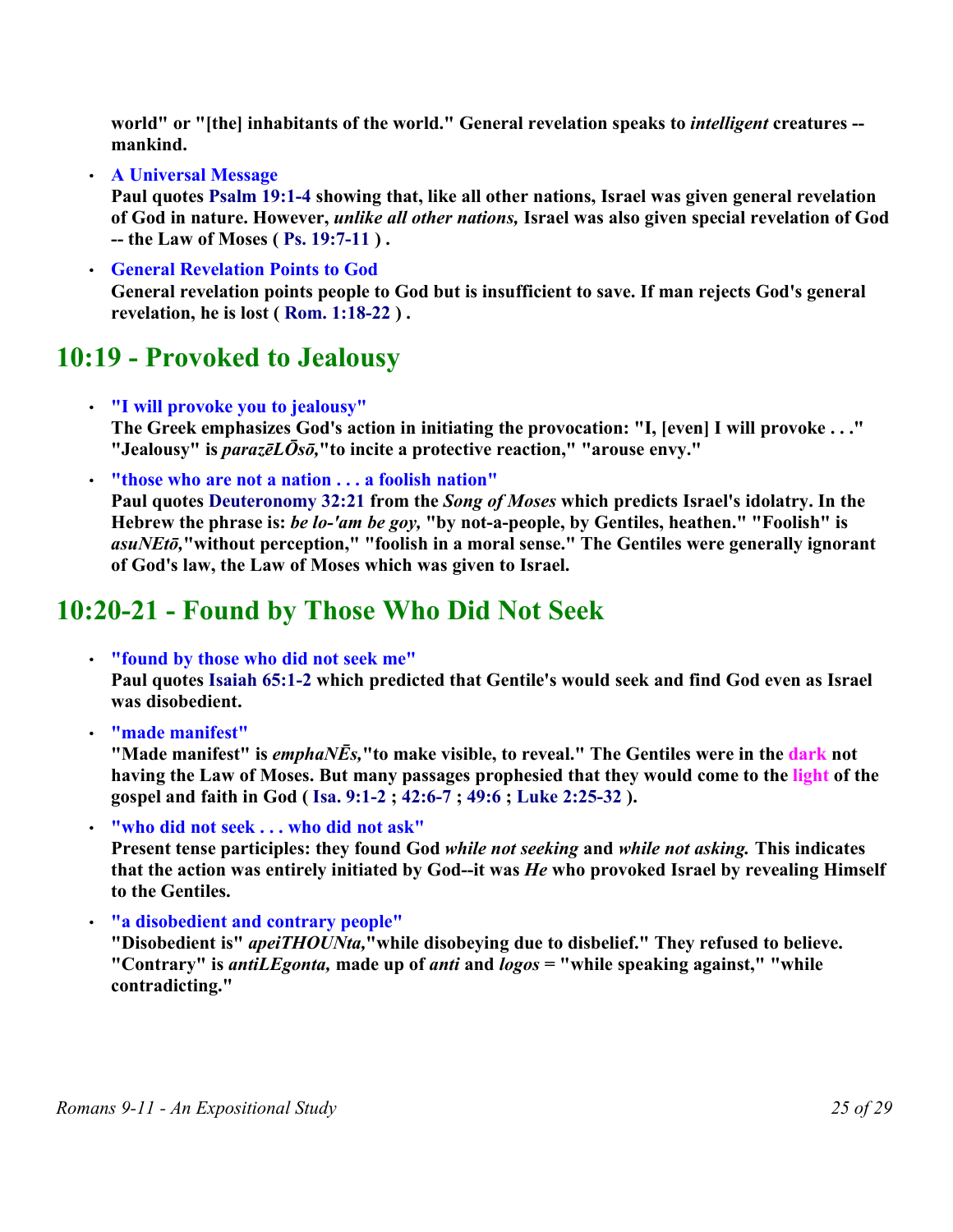**world" or "[the] inhabitants of the world." General revelation speaks to *intelligent* creatures -- mankind.**

- **A Universal Message**
  **Paul quotes Psalm 19:1-4 showing that, like all other nations, Israel was given general revelation of God in nature. However, *unlike all other nations,* Israel was also given special revelation of God -- the Law of Moses ( Ps. 19:7-11 ) .**

- **General Revelation Points to God**
  **General revelation points people to God but is insufficient to save. If man rejects God's general revelation, he is lost ( Rom. 1:18-22 ) .**

## 10:19 - Provoked to Jealousy

- **"I will provoke you to jealousy"**
  **The Greek emphasizes God's action in initiating the provocation: "I, [even] I will provoke . . ." "Jealousy" is *parazēLŌsō,*"to incite a protective reaction," "arouse envy."**

- **"those who are not a nation . . . a foolish nation"**
  **Paul quotes Deuteronomy 32:21 from the *Song of Moses* which predicts Israel's idolatry. In the Hebrew the phrase is: *be lo-'am be goy,* "by not-a-people, by Gentiles, heathen." "Foolish" is *asuNEtō,*"without perception," "foolish in a moral sense." The Gentiles were generally ignorant of God's law, the Law of Moses which was given to Israel.**

## 10:20-21 - Found by Those Who Did Not Seek

- **"found by those who did not seek me"**
  **Paul quotes Isaiah 65:1-2 which predicted that Gentile's would seek and find God even as Israel was disobedient.**

- **"made manifest"**
  **"Made manifest" is *emphaNĒs,*"to make visible, to reveal." The Gentiles were in the dark not having the Law of Moses. But many passages prophesied that they would come to the light of the gospel and faith in God ( Isa. 9:1-2 ; 42:6-7 ; 49:6 ; Luke 2:25-32 ).**

- **"who did not seek . . . who did not ask"**
  **Present tense participles: they found God *while not seeking* and *while not asking.* This indicates that the action was entirely initiated by God--it was *He* who provoked Israel by revealing Himself to the Gentiles.**

- **"a disobedient and contrary people"**
  **"Disobedient is" *apeiTHOUNta,*"while disobeying due to disbelief." They refused to believe. "Contrary" is *antiLEgonta,* made up of *anti* and *logos* = "while speaking against," "while contradicting."**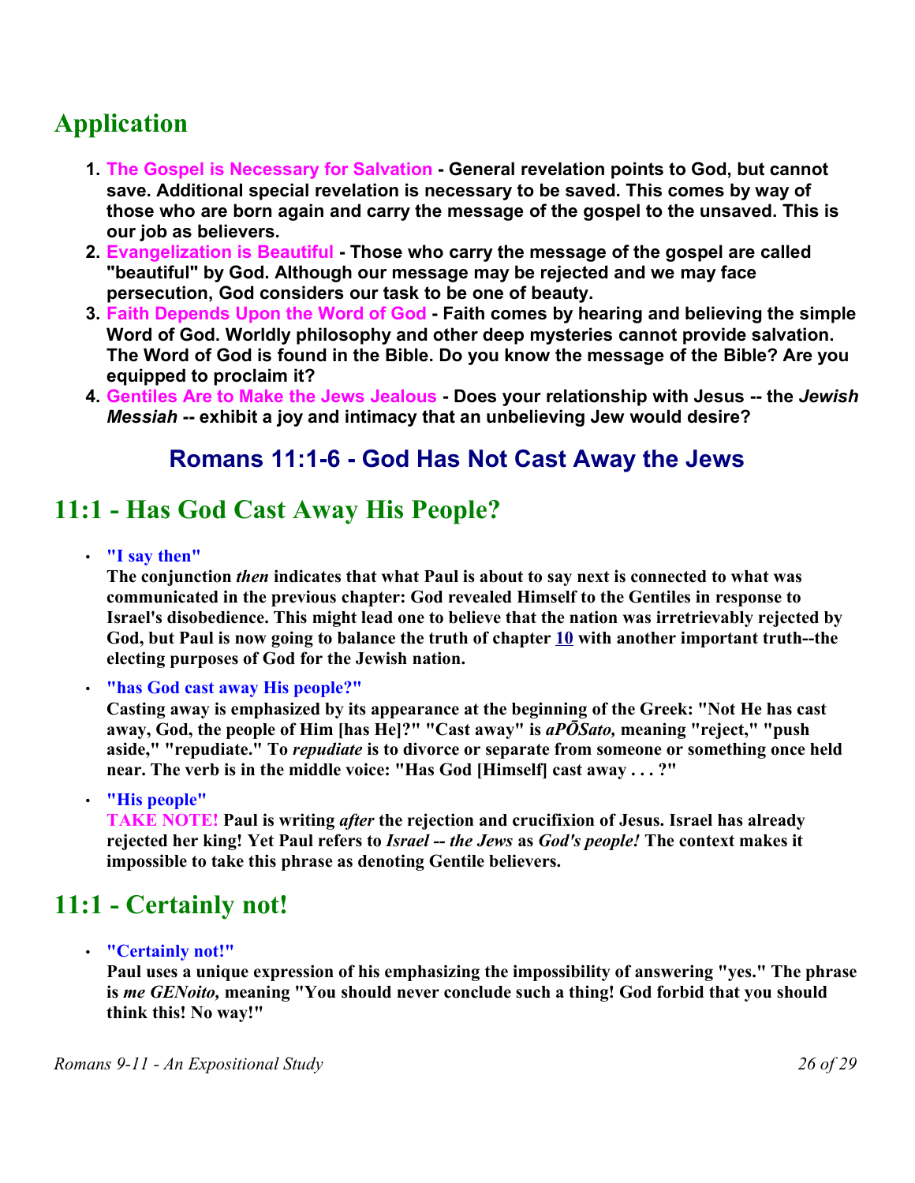## Application

1. **The Gospel is Necessary for Salvation - General revelation points to God, but cannot save. Additional special revelation is necessary to be saved. This comes by way of those who are born again and carry the message of the gospel to the unsaved. This is our job as believers.**
2. **Evangelization is Beautiful - Those who carry the message of the gospel are called "beautiful" by God. Although our message may be rejected and we may face persecution, God considers our task to be one of beauty.**
3. **Faith Depends Upon the Word of God - Faith comes by hearing and believing the simple Word of God. Worldly philosophy and other deep mysteries cannot provide salvation. The Word of God is found in the Bible. Do you know the message of the Bible? Are you equipped to proclaim it?**
4. **Gentiles Are to Make the Jews Jealous - Does your relationship with Jesus -- the *Jewish Messiah* -- exhibit a joy and intimacy that an unbelieving Jew would desire?**

### Romans 11:1-6 - God Has Not Cast Away the Jews

## 11:1 - Has God Cast Away His People?

- **"I say then"**
  **The conjunction *then* indicates that what Paul is about to say next is connected to what was communicated in the previous chapter: God revealed Himself to the Gentiles in response to Israel's disobedience. This might lead one to believe that the nation was irretrievably rejected by God, but Paul is now going to balance the truth of chapter 10 with another important truth--the electing purposes of God for the Jewish nation.**
- **"has God cast away His people?"**
  **Casting away is emphasized by its appearance at the beginning of the Greek: "Not He has cast away, God, the people of Him [has He]?" "Cast away" is *aPŌSato,* meaning "reject," "push aside," "repudiate." To *repudiate* is to divorce or separate from someone or something once held near. The verb is in the middle voice: "Has God [Himself] cast away . . . ?"**
- **"His people"**
  **TAKE NOTE! Paul is writing *after* the rejection and crucifixion of Jesus. Israel has already rejected her king! Yet Paul refers to *Israel -- the Jews* as *God's people!* The context makes it impossible to take this phrase as denoting Gentile believers.**

## 11:1 - Certainly not!

- **"Certainly not!"**
  **Paul uses a unique expression of his emphasizing the impossibility of answering "yes." The phrase is *me GENoito,* meaning "You should never conclude such a thing! God forbid that you should think this! No way!"**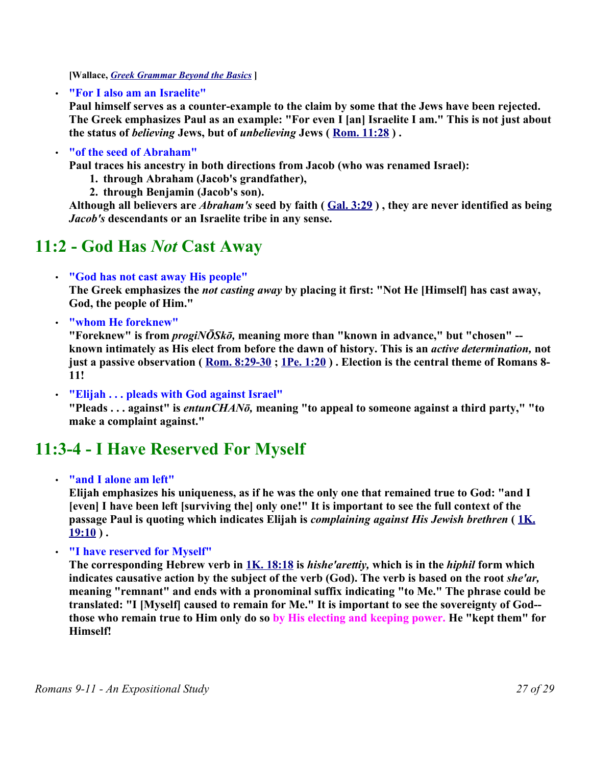**[Wallace, *Greek Grammar Beyond the Basics* ]**

- **"For I also am an Israelite"**
  **Paul himself serves as a counter-example to the claim by some that the Jews have been rejected. The Greek emphasizes Paul as an example: "For even I [an] Israelite I am." This is not just about the status of *believing* Jews, but of *unbelieving* Jews ( Rom. 11:28 ) .**

- **"of the seed of Abraham"**
  **Paul traces his ancestry in both directions from Jacob (who was renamed Israel):**
  1. **through Abraham (Jacob's grandfather),**
  2. **through Benjamin (Jacob's son).**

  **Although all believers are *Abraham's* seed by faith ( Gal. 3:29 ) , they are never identified as being *Jacob's* descendants or an Israelite tribe in any sense.**

## 11:2 - God Has *Not* Cast Away

- **"God has not cast away His people"**
  **The Greek emphasizes the *not casting away* by placing it first: "Not He [Himself] has cast away, God, the people of Him."**

- **"whom He foreknew"**
  **"Foreknew" is from *progiNŌSkō,* meaning more than "known in advance," but "chosen" -- known intimately as His elect from before the dawn of history. This is an *active determination,* not just a passive observation ( Rom. 8:29-30 ; 1Pe. 1:20 ) . Election is the central theme of Romans 8-11!**

- **"Elijah . . . pleads with God against Israel"**
  **"Pleads . . . against" is *entunCHANō,* meaning "to appeal to someone against a third party," "to make a complaint against."**

## 11:3-4 - I Have Reserved For Myself

- **"and I alone am left"**
  **Elijah emphasizes his uniqueness, as if he was the only one that remained true to God: "and I [even] I have been left [surviving the] only one!" It is important to see the full context of the passage Paul is quoting which indicates Elijah is *complaining against His Jewish brethren* ( 1K. 19:10 ) .**

- **"I have reserved for Myself"**
  **The corresponding Hebrew verb in 1K. 18:18 is *hishe'arettiy,* which is in the *hiphil* form which indicates causative action by the subject of the verb (God). The verb is based on the root *she'ar,* meaning "remnant" and ends with a pronominal suffix indicating "to Me." The phrase could be translated: "I [Myself] caused to remain for Me." It is important to see the sovereignty of God-- those who remain true to Him only do so by His electing and keeping power. He "kept them" for Himself!**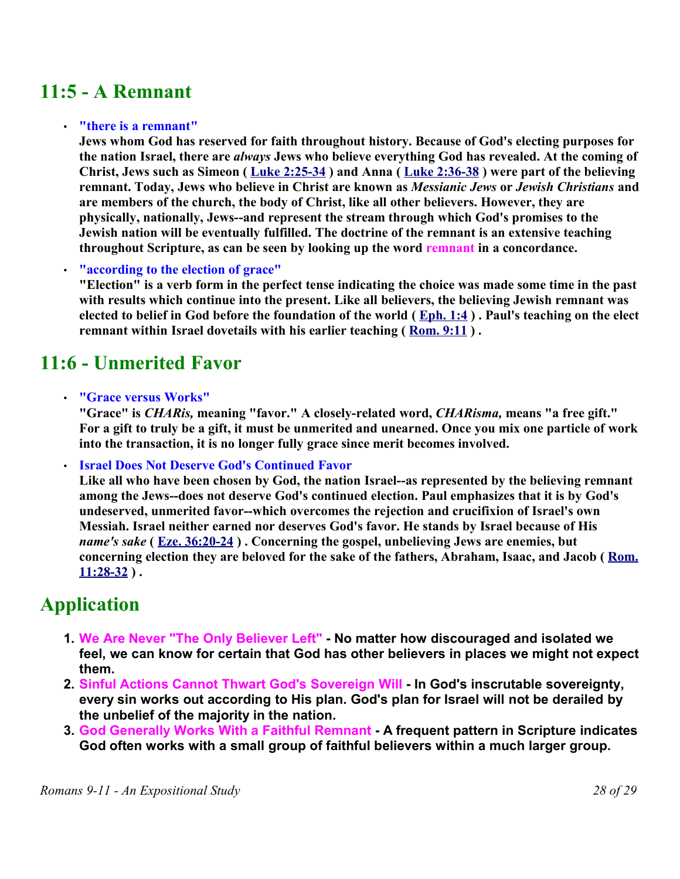## 11:5 - A Remnant

- **"there is a remnant"**
  **Jews whom God has reserved for faith throughout history. Because of God's electing purposes for the nation Israel, there are *always* Jews who believe everything God has revealed. At the coming of Christ, Jews such as Simeon ( [Luke 2:25-34](#) ) and Anna ( [Luke 2:36-38](#) ) were part of the believing remnant. Today, Jews who believe in Christ are known as *Messianic Jews* or *Jewish Christians* and are members of the church, the body of Christ, like all other believers. However, they are physically, nationally, Jews--and represent the stream through which God's promises to the Jewish nation will be eventually fulfilled. The doctrine of the remnant is an extensive teaching throughout Scripture, as can be seen by looking up the word remnant in a concordance.**
- **"according to the election of grace"**
  **"Election" is a verb form in the perfect tense indicating the choice was made some time in the past with results which continue into the present. Like all believers, the believing Jewish remnant was elected to belief in God before the foundation of the world ( [Eph. 1:4](#) ) . Paul's teaching on the elect remnant within Israel dovetails with his earlier teaching ( [Rom. 9:11](#) ) .**

## 11:6 - Unmerited Favor

- **"Grace versus Works"**
  **"Grace" is *CHARis,* meaning "favor." A closely-related word, *CHARisma,* means "a free gift." For a gift to truly be a gift, it must be unmerited and unearned. Once you mix one particle of work into the transaction, it is no longer fully grace since merit becomes involved.**
- **Israel Does Not Deserve God's Continued Favor**
  **Like all who have been chosen by God, the nation Israel--as represented by the believing remnant among the Jews--does not deserve God's continued election. Paul emphasizes that it is by God's undeserved, unmerited favor--which overcomes the rejection and crucifixion of Israel's own Messiah. Israel neither earned nor deserves God's favor. He stands by Israel because of His *name's sake* ( [Eze. 36:20-24](#) ) . Concerning the gospel, unbelieving Jews are enemies, but concerning election they are beloved for the sake of the fathers, Abraham, Isaac, and Jacob ( [Rom. 11:28-32](#) ) .**

## Application

1. **We Are Never "The Only Believer Left" - No matter how discouraged and isolated we feel, we can know for certain that God has other believers in places we might not expect them.**
2. **Sinful Actions Cannot Thwart God's Sovereign Will - In God's inscrutable sovereignty, every sin works out according to His plan. God's plan for Israel will not be derailed by the unbelief of the majority in the nation.**
3. **God Generally Works With a Faithful Remnant - A frequent pattern in Scripture indicates God often works with a small group of faithful believers within a much larger group.**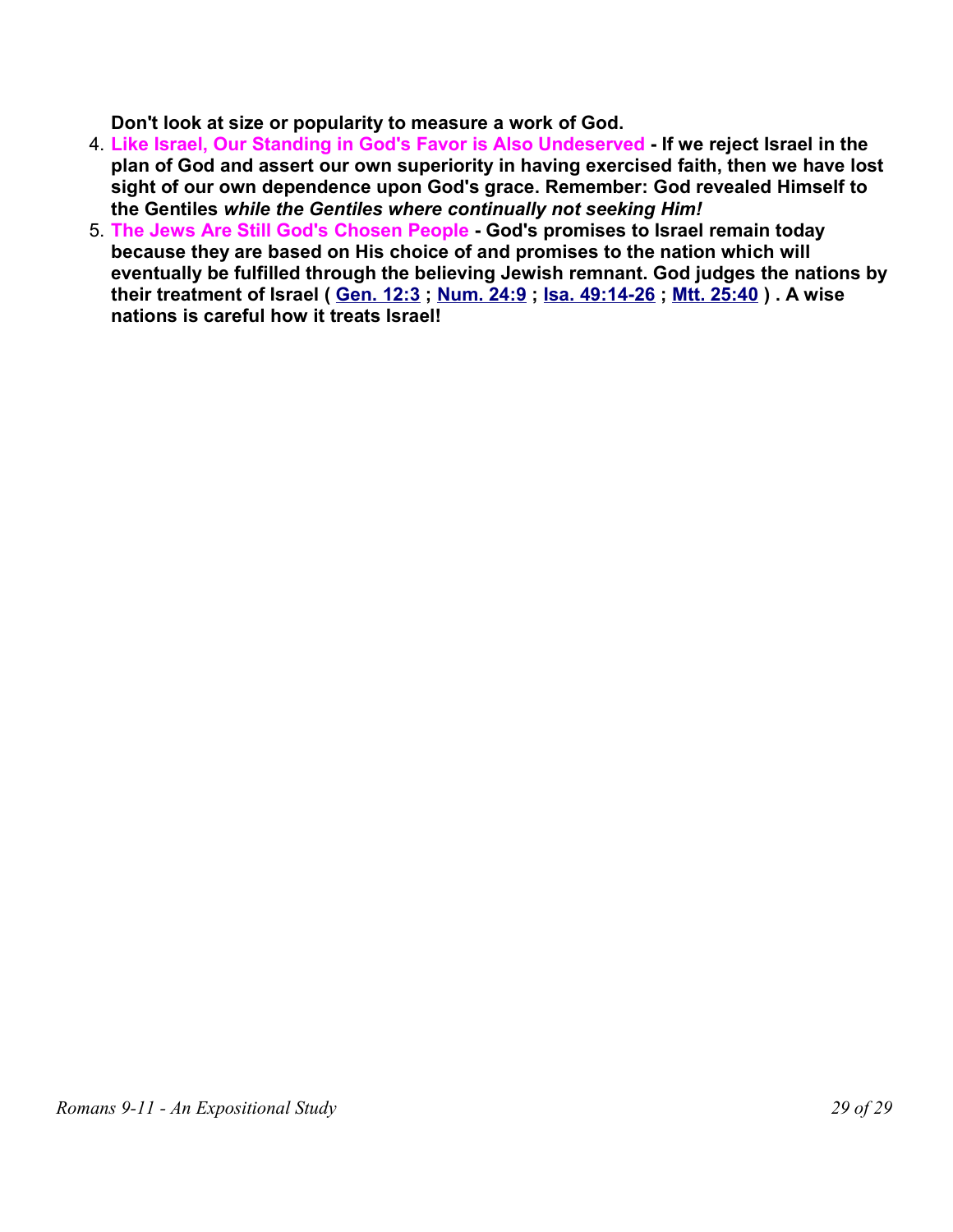**Don't look at size or popularity to measure a work of God.**

4. **Like Israel, Our Standing in God's Favor is Also Undeserved - If we reject Israel in the plan of God and assert our own superiority in having exercised faith, then we have lost sight of our own dependence upon God's grace. Remember: God revealed Himself to the Gentiles *while the Gentiles where continually not seeking Him!***
5. **The Jews Are Still God's Chosen People - God's promises to Israel remain today because they are based on His choice of and promises to the nation which will eventually be fulfilled through the believing Jewish remnant. God judges the nations by their treatment of Israel ( Gen. 12:3 ; Num. 24:9 ; Isa. 49:14-26 ; Mtt. 25:40 ) . A wise nations is careful how it treats Israel!**